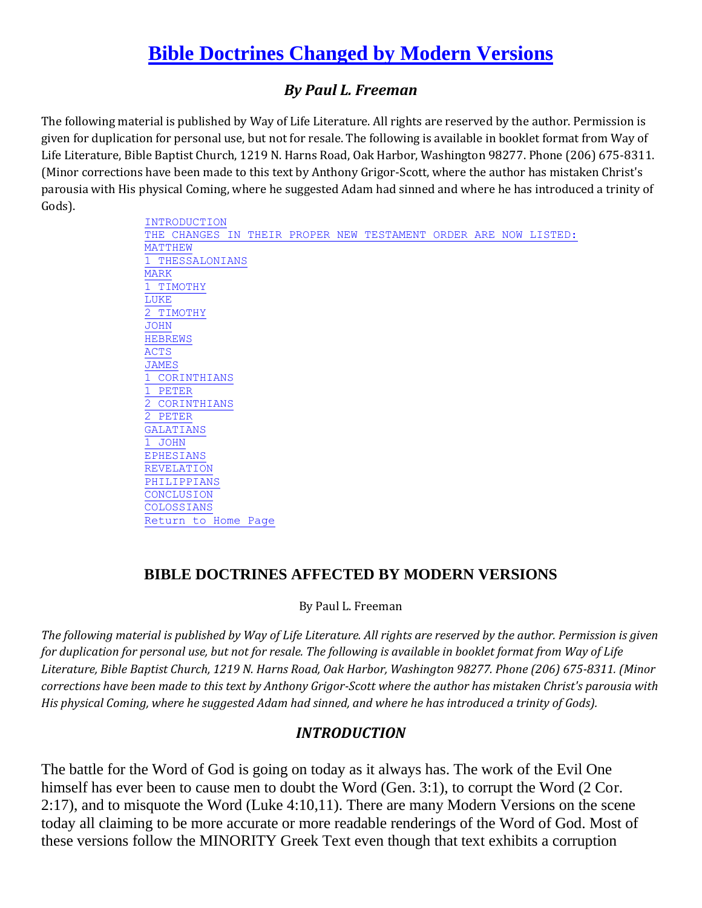# Bible Doctrines Changed by Modern Versions

### *By Paul L. Freeman*

The following material is published by Way of Life Literature. All rights are reserved by the author. Permission is given for duplication for personal use, but not for resale. The following is available in booklet format from Way of Life Literature, Bible Baptist Church, 1219 N. Harns Road, Oak Harbor, Washington 98277. Phone (206) 675-8311. (Minor corrections have been made to this text by Anthony Grigor-Scott, where the author has mistaken Christ's parousia with His physical Coming, where he suggested Adam had sinned and where he has introduced a trinity of Gods).

INTRODUCTION
THE CHANGES IN THEIR PROPER NEW TESTAMENT ORDER ARE NOW LISTED:
MATTHEW
1 THESSALONIANS
MARK
1 TIMOTHY
LUKE
2 TIMOTHY
JOHN
HEBREWS
ACTS
JAMES
1 CORINTHIANS
1 PETER
2 CORINTHIANS
2 PETER
GALATIANS
1 JOHN
EPHESIANS
REVELATION
PHILIPPIANS
CONCLUSION
COLOSSIANS
Return to Home Page

## BIBLE DOCTRINES AFFECTED BY MODERN VERSIONS

By Paul L. Freeman

*The following material is published by Way of Life Literature. All rights are reserved by the author. Permission is given for duplication for personal use, but not for resale. The following is available in booklet format from Way of Life Literature, Bible Baptist Church, 1219 N. Harns Road, Oak Harbor, Washington 98277. Phone (206) 675-8311. (Minor corrections have been made to this text by Anthony Grigor-Scott where the author has mistaken Christ's parousia with His physical Coming, where he suggested Adam had sinned, and where he has introduced a trinity of Gods).*

### *INTRODUCTION*

The battle for the Word of God is going on today as it always has. The work of the Evil One himself has ever been to cause men to doubt the Word (Gen. 3:1), to corrupt the Word (2 Cor. 2:17), and to misquote the Word (Luke 4:10,11). There are many Modern Versions on the scene today all claiming to be more accurate or more readable renderings of the Word of God. Most of these versions follow the MINORITY Greek Text even though that text exhibits a corruption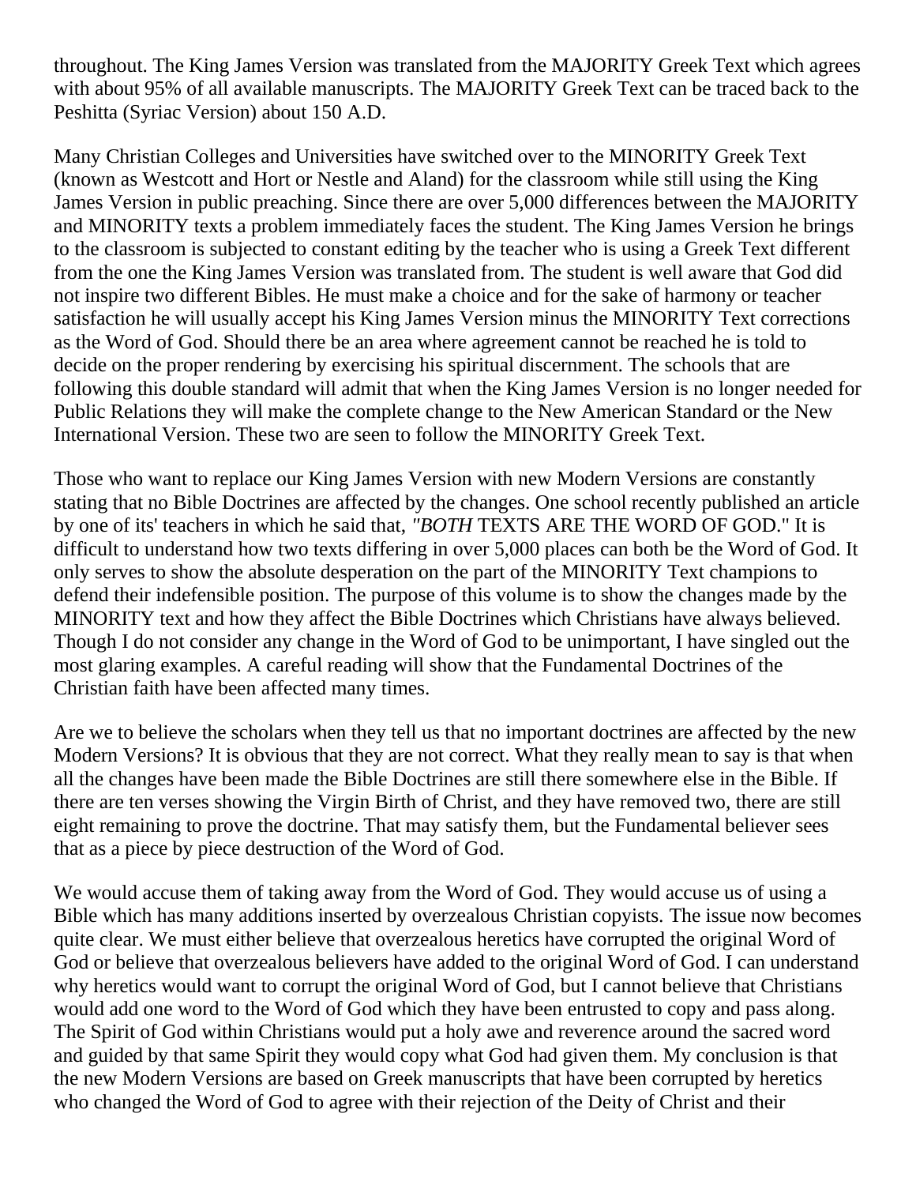throughout. The King James Version was translated from the MAJORITY Greek Text which agrees with about 95% of all available manuscripts. The MAJORITY Greek Text can be traced back to the Peshitta (Syriac Version) about 150 A.D.

Many Christian Colleges and Universities have switched over to the MINORITY Greek Text (known as Westcott and Hort or Nestle and Aland) for the classroom while still using the King James Version in public preaching. Since there are over 5,000 differences between the MAJORITY and MINORITY texts a problem immediately faces the student. The King James Version he brings to the classroom is subjected to constant editing by the teacher who is using a Greek Text different from the one the King James Version was translated from. The student is well aware that God did not inspire two different Bibles. He must make a choice and for the sake of harmony or teacher satisfaction he will usually accept his King James Version minus the MINORITY Text corrections as the Word of God. Should there be an area where agreement cannot be reached he is told to decide on the proper rendering by exercising his spiritual discernment. The schools that are following this double standard will admit that when the King James Version is no longer needed for Public Relations they will make the complete change to the New American Standard or the New International Version. These two are seen to follow the MINORITY Greek Text.

Those who want to replace our King James Version with new Modern Versions are constantly stating that no Bible Doctrines are affected by the changes. One school recently published an article by one of its' teachers in which he said that, *"BOTH* TEXTS ARE THE WORD OF GOD." It is difficult to understand how two texts differing in over 5,000 places can both be the Word of God. It only serves to show the absolute desperation on the part of the MINORITY Text champions to defend their indefensible position. The purpose of this volume is to show the changes made by the MINORITY text and how they affect the Bible Doctrines which Christians have always believed. Though I do not consider any change in the Word of God to be unimportant, I have singled out the most glaring examples. A careful reading will show that the Fundamental Doctrines of the Christian faith have been affected many times.

Are we to believe the scholars when they tell us that no important doctrines are affected by the new Modern Versions? It is obvious that they are not correct. What they really mean to say is that when all the changes have been made the Bible Doctrines are still there somewhere else in the Bible. If there are ten verses showing the Virgin Birth of Christ, and they have removed two, there are still eight remaining to prove the doctrine. That may satisfy them, but the Fundamental believer sees that as a piece by piece destruction of the Word of God.

We would accuse them of taking away from the Word of God. They would accuse us of using a Bible which has many additions inserted by overzealous Christian copyists. The issue now becomes quite clear. We must either believe that overzealous heretics have corrupted the original Word of God or believe that overzealous believers have added to the original Word of God. I can understand why heretics would want to corrupt the original Word of God, but I cannot believe that Christians would add one word to the Word of God which they have been entrusted to copy and pass along. The Spirit of God within Christians would put a holy awe and reverence around the sacred word and guided by that same Spirit they would copy what God had given them. My conclusion is that the new Modern Versions are based on Greek manuscripts that have been corrupted by heretics who changed the Word of God to agree with their rejection of the Deity of Christ and their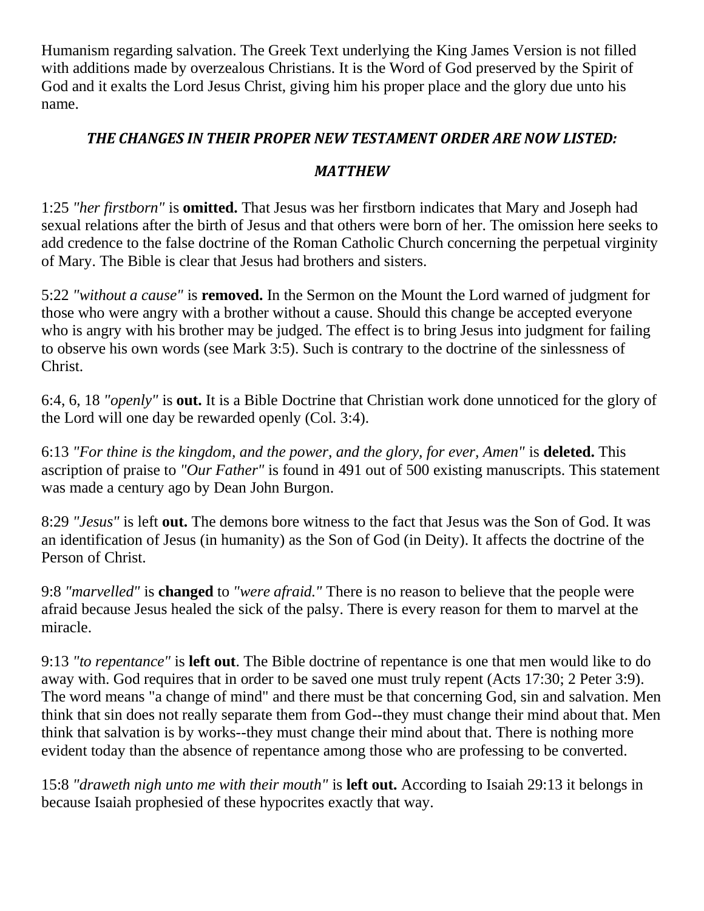Humanism regarding salvation. The Greek Text underlying the King James Version is not filled with additions made by overzealous Christians. It is the Word of God preserved by the Spirit of God and it exalts the Lord Jesus Christ, giving him his proper place and the glory due unto his name.

### ***THE CHANGES IN THEIR PROPER NEW TESTAMENT ORDER ARE NOW LISTED:***

### ***MATTHEW***

1:25 *"her firstborn"* is **omitted.** That Jesus was her firstborn indicates that Mary and Joseph had sexual relations after the birth of Jesus and that others were born of her. The omission here seeks to add credence to the false doctrine of the Roman Catholic Church concerning the perpetual virginity of Mary. The Bible is clear that Jesus had brothers and sisters.

5:22 *"without a cause"* is **removed.** In the Sermon on the Mount the Lord warned of judgment for those who were angry with a brother without a cause. Should this change be accepted everyone who is angry with his brother may be judged. The effect is to bring Jesus into judgment for failing to observe his own words (see Mark 3:5). Such is contrary to the doctrine of the sinlessness of Christ.

6:4, 6, 18 *"openly"* is **out.** It is a Bible Doctrine that Christian work done unnoticed for the glory of the Lord will one day be rewarded openly (Col. 3:4).

6:13 *"For thine is the kingdom, and the power, and the glory, for ever, Amen"* is **deleted.** This ascription of praise to *"Our Father"* is found in 491 out of 500 existing manuscripts. This statement was made a century ago by Dean John Burgon.

8:29 *"Jesus"* is left **out.** The demons bore witness to the fact that Jesus was the Son of God. It was an identification of Jesus (in humanity) as the Son of God (in Deity). It affects the doctrine of the Person of Christ.

9:8 *"marvelled"* is **changed** to *"were afraid."* There is no reason to believe that the people were afraid because Jesus healed the sick of the palsy. There is every reason for them to marvel at the miracle.

9:13 *"to repentance"* is **left out**. The Bible doctrine of repentance is one that men would like to do away with. God requires that in order to be saved one must truly repent (Acts 17:30; 2 Peter 3:9). The word means "a change of mind" and there must be that concerning God, sin and salvation. Men think that sin does not really separate them from God--they must change their mind about that. Men think that salvation is by works--they must change their mind about that. There is nothing more evident today than the absence of repentance among those who are professing to be converted.

15:8 *"draweth nigh unto me with their mouth"* is **left out.** According to Isaiah 29:13 it belongs in because Isaiah prophesied of these hypocrites exactly that way.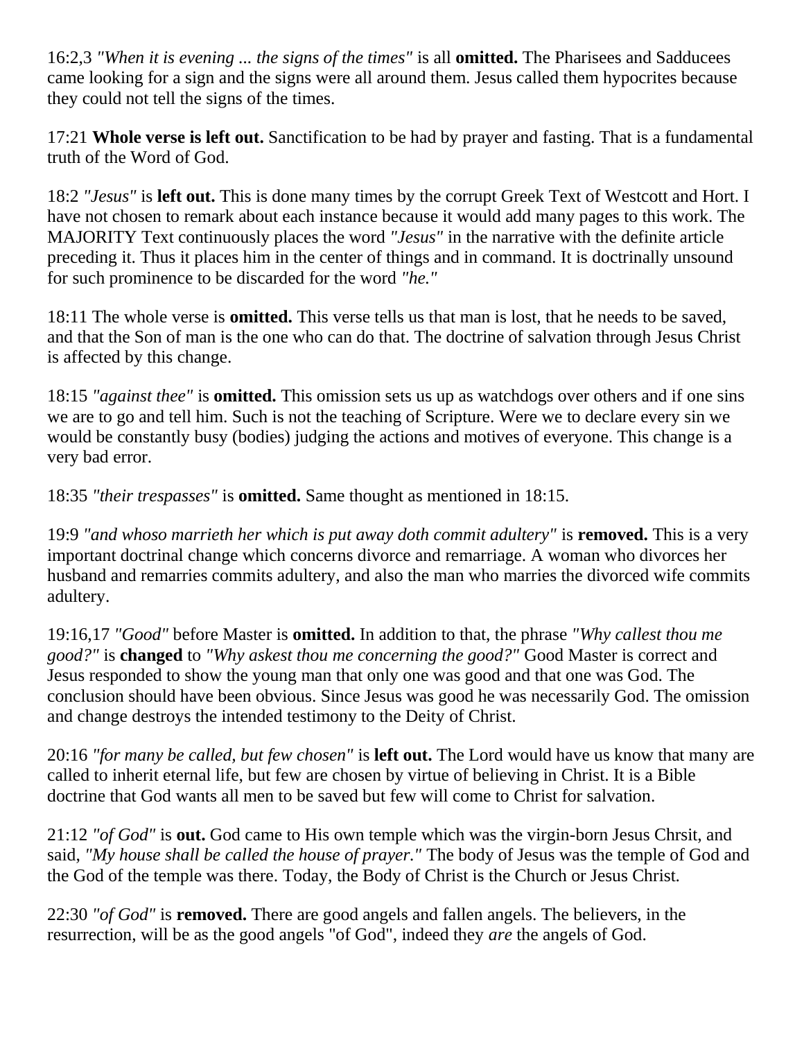16:2,3 *"When it is evening ... the signs of the times"* is all **omitted.** The Pharisees and Sadducees came looking for a sign and the signs were all around them. Jesus called them hypocrites because they could not tell the signs of the times.

17:21 **Whole verse is left out.** Sanctification to be had by prayer and fasting. That is a fundamental truth of the Word of God.

18:2 *"Jesus"* is **left out.** This is done many times by the corrupt Greek Text of Westcott and Hort. I have not chosen to remark about each instance because it would add many pages to this work. The MAJORITY Text continuously places the word *"Jesus"* in the narrative with the definite article preceding it. Thus it places him in the center of things and in command. It is doctrinally unsound for such prominence to be discarded for the word *"he."*

18:11 The whole verse is **omitted.** This verse tells us that man is lost, that he needs to be saved, and that the Son of man is the one who can do that. The doctrine of salvation through Jesus Christ is affected by this change.

18:15 *"against thee"* is **omitted.** This omission sets us up as watchdogs over others and if one sins we are to go and tell him. Such is not the teaching of Scripture. Were we to declare every sin we would be constantly busy (bodies) judging the actions and motives of everyone. This change is a very bad error.

18:35 *"their trespasses"* is **omitted.** Same thought as mentioned in 18:15.

19:9 *"and whoso marrieth her which is put away doth commit adultery"* is **removed.** This is a very important doctrinal change which concerns divorce and remarriage. A woman who divorces her husband and remarries commits adultery, and also the man who marries the divorced wife commits adultery.

19:16,17 *"Good"* before Master is **omitted.** In addition to that, the phrase *"Why callest thou me good?"* is **changed** to *"Why askest thou me concerning the good?"* Good Master is correct and Jesus responded to show the young man that only one was good and that one was God. The conclusion should have been obvious. Since Jesus was good he was necessarily God. The omission and change destroys the intended testimony to the Deity of Christ.

20:16 *"for many be called, but few chosen"* is **left out.** The Lord would have us know that many are called to inherit eternal life, but few are chosen by virtue of believing in Christ. It is a Bible doctrine that God wants all men to be saved but few will come to Christ for salvation.

21:12 *"of God"* is **out.** God came to His own temple which was the virgin-born Jesus Chrsit, and said, *"My house shall be called the house of prayer."* The body of Jesus was the temple of God and the God of the temple was there. Today, the Body of Christ is the Church or Jesus Christ.

22:30 *"of God"* is **removed.** There are good angels and fallen angels. The believers, in the resurrection, will be as the good angels "of God", indeed they *are* the angels of God.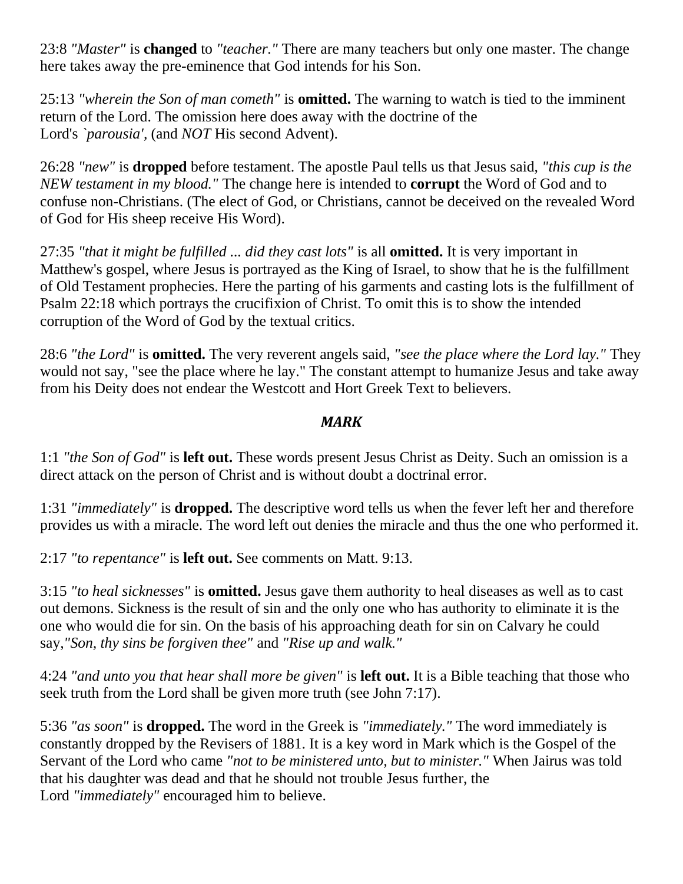23:8 *"Master"* is **changed** to *"teacher."* There are many teachers but only one master. The change here takes away the pre-eminence that God intends for his Son.

25:13 *"wherein the Son of man cometh"* is **omitted.** The warning to watch is tied to the imminent return of the Lord. The omission here does away with the doctrine of the Lord's *`parousia'*, (and *NOT* His second Advent).

26:28 *"new"* is **dropped** before testament. The apostle Paul tells us that Jesus said, *"this cup is the NEW testament in my blood."* The change here is intended to **corrupt** the Word of God and to confuse non-Christians. (The elect of God, or Christians, cannot be deceived on the revealed Word of God for His sheep receive His Word).

27:35 *"that it might be fulfilled ... did they cast lots"* is all **omitted.** It is very important in Matthew's gospel, where Jesus is portrayed as the King of Israel, to show that he is the fulfillment of Old Testament prophecies. Here the parting of his garments and casting lots is the fulfillment of Psalm 22:18 which portrays the crucifixion of Christ. To omit this is to show the intended corruption of the Word of God by the textual critics.

28:6 *"the Lord"* is **omitted.** The very reverent angels said, *"see the place where the Lord lay."* They would not say, "see the place where he lay." The constant attempt to humanize Jesus and take away from his Deity does not endear the Westcott and Hort Greek Text to believers.

## *MARK*

1:1 *"the Son of God"* is **left out.** These words present Jesus Christ as Deity. Such an omission is a direct attack on the person of Christ and is without doubt a doctrinal error.

1:31 *"immediately"* is **dropped.** The descriptive word tells us when the fever left her and therefore provides us with a miracle. The word left out denies the miracle and thus the one who performed it.

2:17 *"to repentance"* is **left out.** See comments on Matt. 9:13.

3:15 *"to heal sicknesses"* is **omitted.** Jesus gave them authority to heal diseases as well as to cast out demons. Sickness is the result of sin and the only one who has authority to eliminate it is the one who would die for sin. On the basis of his approaching death for sin on Calvary he could say,*"Son, thy sins be forgiven thee"* and *"Rise up and walk."*

4:24 *"and unto you that hear shall more be given"* is **left out.** It is a Bible teaching that those who seek truth from the Lord shall be given more truth (see John 7:17).

5:36 *"as soon"* is **dropped.** The word in the Greek is *"immediately."* The word immediately is constantly dropped by the Revisers of 1881. It is a key word in Mark which is the Gospel of the Servant of the Lord who came *"not to be ministered unto, but to minister."* When Jairus was told that his daughter was dead and that he should not trouble Jesus further, the Lord *"immediately"* encouraged him to believe.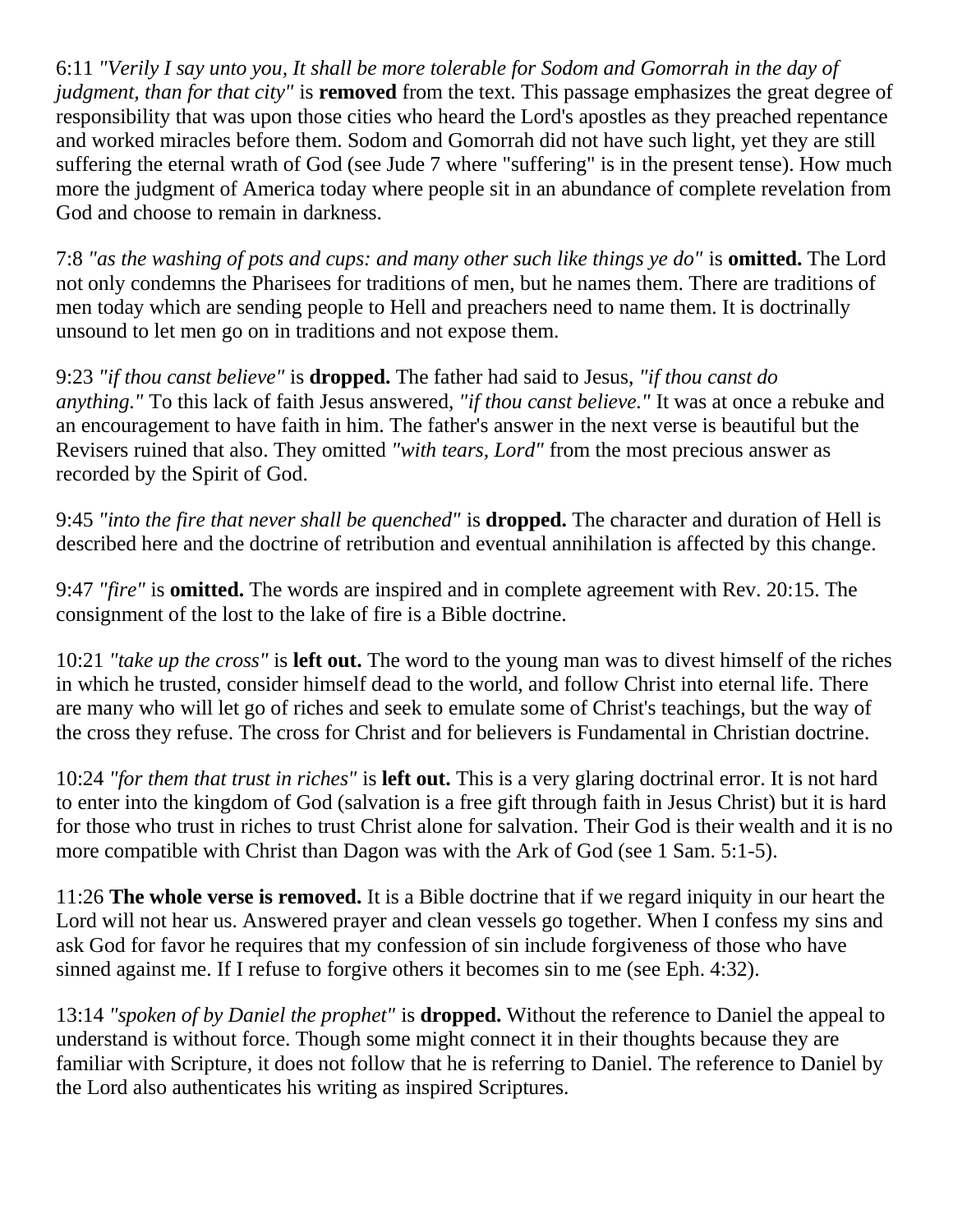6:11 *"Verily I say unto you, It shall be more tolerable for Sodom and Gomorrah in the day of judgment, than for that city"* is **removed** from the text. This passage emphasizes the great degree of responsibility that was upon those cities who heard the Lord's apostles as they preached repentance and worked miracles before them. Sodom and Gomorrah did not have such light, yet they are still suffering the eternal wrath of God (see Jude 7 where "suffering" is in the present tense). How much more the judgment of America today where people sit in an abundance of complete revelation from God and choose to remain in darkness.

7:8 *"as the washing of pots and cups: and many other such like things ye do"* is **omitted.** The Lord not only condemns the Pharisees for traditions of men, but he names them. There are traditions of men today which are sending people to Hell and preachers need to name them. It is doctrinally unsound to let men go on in traditions and not expose them.

9:23 *"if thou canst believe"* is **dropped.** The father had said to Jesus, *"if thou canst do anything."* To this lack of faith Jesus answered, *"if thou canst believe."* It was at once a rebuke and an encouragement to have faith in him. The father's answer in the next verse is beautiful but the Revisers ruined that also. They omitted *"with tears, Lord"* from the most precious answer as recorded by the Spirit of God.

9:45 *"into the fire that never shall be quenched"* is **dropped.** The character and duration of Hell is described here and the doctrine of retribution and eventual annihilation is affected by this change.

9:47 *"fire"* is **omitted.** The words are inspired and in complete agreement with Rev. 20:15. The consignment of the lost to the lake of fire is a Bible doctrine.

10:21 *"take up the cross"* is **left out.** The word to the young man was to divest himself of the riches in which he trusted, consider himself dead to the world, and follow Christ into eternal life. There are many who will let go of riches and seek to emulate some of Christ's teachings, but the way of the cross they refuse. The cross for Christ and for believers is Fundamental in Christian doctrine.

10:24 *"for them that trust in riches"* is **left out.** This is a very glaring doctrinal error. It is not hard to enter into the kingdom of God (salvation is a free gift through faith in Jesus Christ) but it is hard for those who trust in riches to trust Christ alone for salvation. Their God is their wealth and it is no more compatible with Christ than Dagon was with the Ark of God (see 1 Sam. 5:1-5).

11:26 **The whole verse is removed.** It is a Bible doctrine that if we regard iniquity in our heart the Lord will not hear us. Answered prayer and clean vessels go together. When I confess my sins and ask God for favor he requires that my confession of sin include forgiveness of those who have sinned against me. If I refuse to forgive others it becomes sin to me (see Eph. 4:32).

13:14 *"spoken of by Daniel the prophet"* is **dropped.** Without the reference to Daniel the appeal to understand is without force. Though some might connect it in their thoughts because they are familiar with Scripture, it does not follow that he is referring to Daniel. The reference to Daniel by the Lord also authenticates his writing as inspired Scriptures.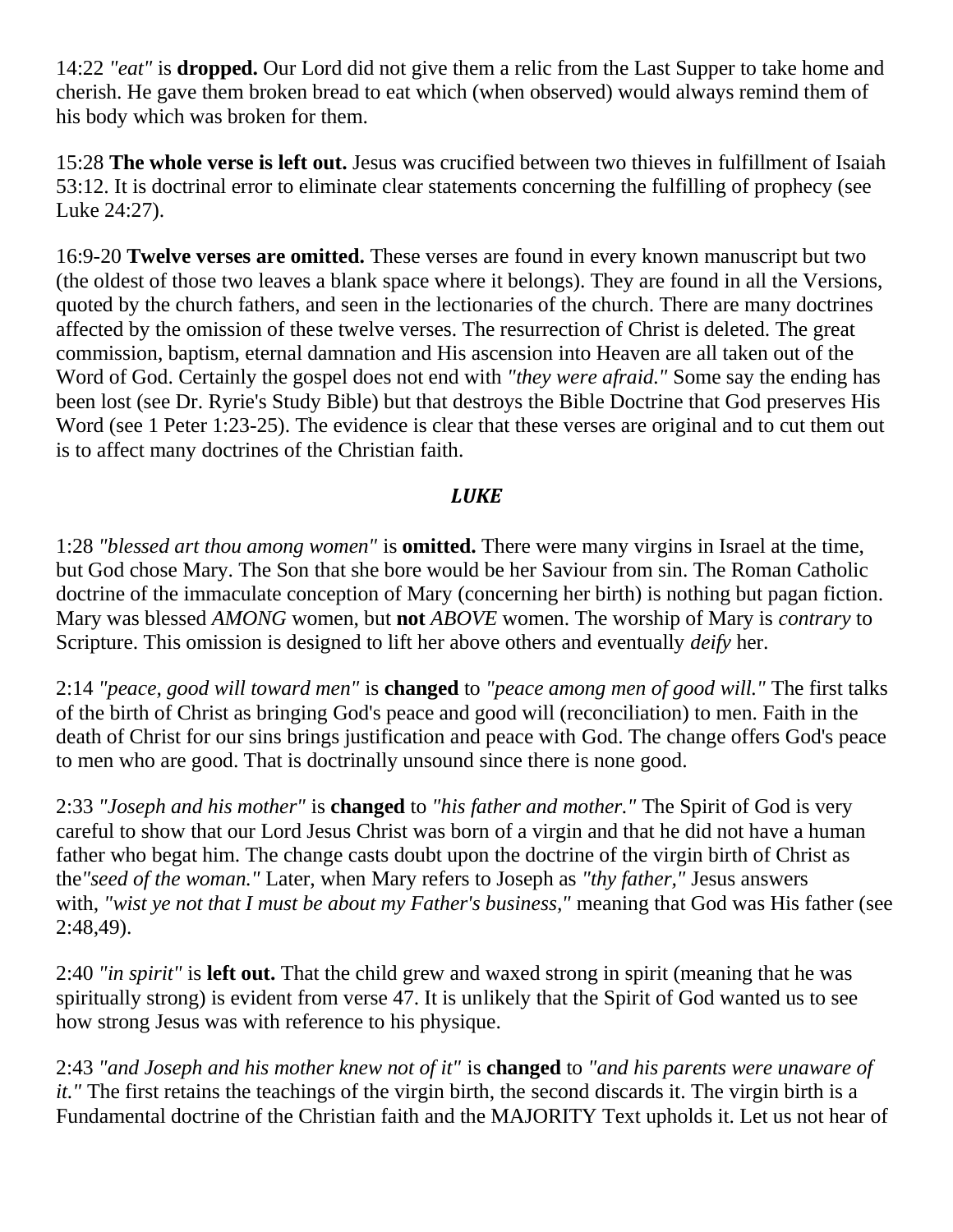14:22 *"eat"* is **dropped.** Our Lord did not give them a relic from the Last Supper to take home and cherish. He gave them broken bread to eat which (when observed) would always remind them of his body which was broken for them.

15:28 **The whole verse is left out.** Jesus was crucified between two thieves in fulfillment of Isaiah 53:12. It is doctrinal error to eliminate clear statements concerning the fulfilling of prophecy (see Luke 24:27).

16:9-20 **Twelve verses are omitted.** These verses are found in every known manuscript but two (the oldest of those two leaves a blank space where it belongs). They are found in all the Versions, quoted by the church fathers, and seen in the lectionaries of the church. There are many doctrines affected by the omission of these twelve verses. The resurrection of Christ is deleted. The great commission, baptism, eternal damnation and His ascension into Heaven are all taken out of the Word of God. Certainly the gospel does not end with *"they were afraid."* Some say the ending has been lost (see Dr. Ryrie's Study Bible) but that destroys the Bible Doctrine that God preserves His Word (see 1 Peter 1:23-25). The evidence is clear that these verses are original and to cut them out is to affect many doctrines of the Christian faith.

### *LUKE*

1:28 *"blessed art thou among women"* is **omitted.** There were many virgins in Israel at the time, but God chose Mary. The Son that she bore would be her Saviour from sin. The Roman Catholic doctrine of the immaculate conception of Mary (concerning her birth) is nothing but pagan fiction. Mary was blessed *AMONG* women, but **not** *ABOVE* women. The worship of Mary is *contrary* to Scripture. This omission is designed to lift her above others and eventually *deify* her.

2:14 *"peace, good will toward men"* is **changed** to *"peace among men of good will."* The first talks of the birth of Christ as bringing God's peace and good will (reconciliation) to men. Faith in the death of Christ for our sins brings justification and peace with God. The change offers God's peace to men who are good. That is doctrinally unsound since there is none good.

2:33 *"Joseph and his mother"* is **changed** to *"his father and mother."* The Spirit of God is very careful to show that our Lord Jesus Christ was born of a virgin and that he did not have a human father who begat him. The change casts doubt upon the doctrine of the virgin birth of Christ as the *"seed of the woman."* Later, when Mary refers to Joseph as *"thy father,"* Jesus answers with, *"wist ye not that I must be about my Father's business,"* meaning that God was His father (see 2:48,49).

2:40 *"in spirit"* is **left out.** That the child grew and waxed strong in spirit (meaning that he was spiritually strong) is evident from verse 47. It is unlikely that the Spirit of God wanted us to see how strong Jesus was with reference to his physique.

2:43 *"and Joseph and his mother knew not of it"* is **changed** to *"and his parents were unaware of it."* The first retains the teachings of the virgin birth, the second discards it. The virgin birth is a Fundamental doctrine of the Christian faith and the MAJORITY Text upholds it. Let us not hear of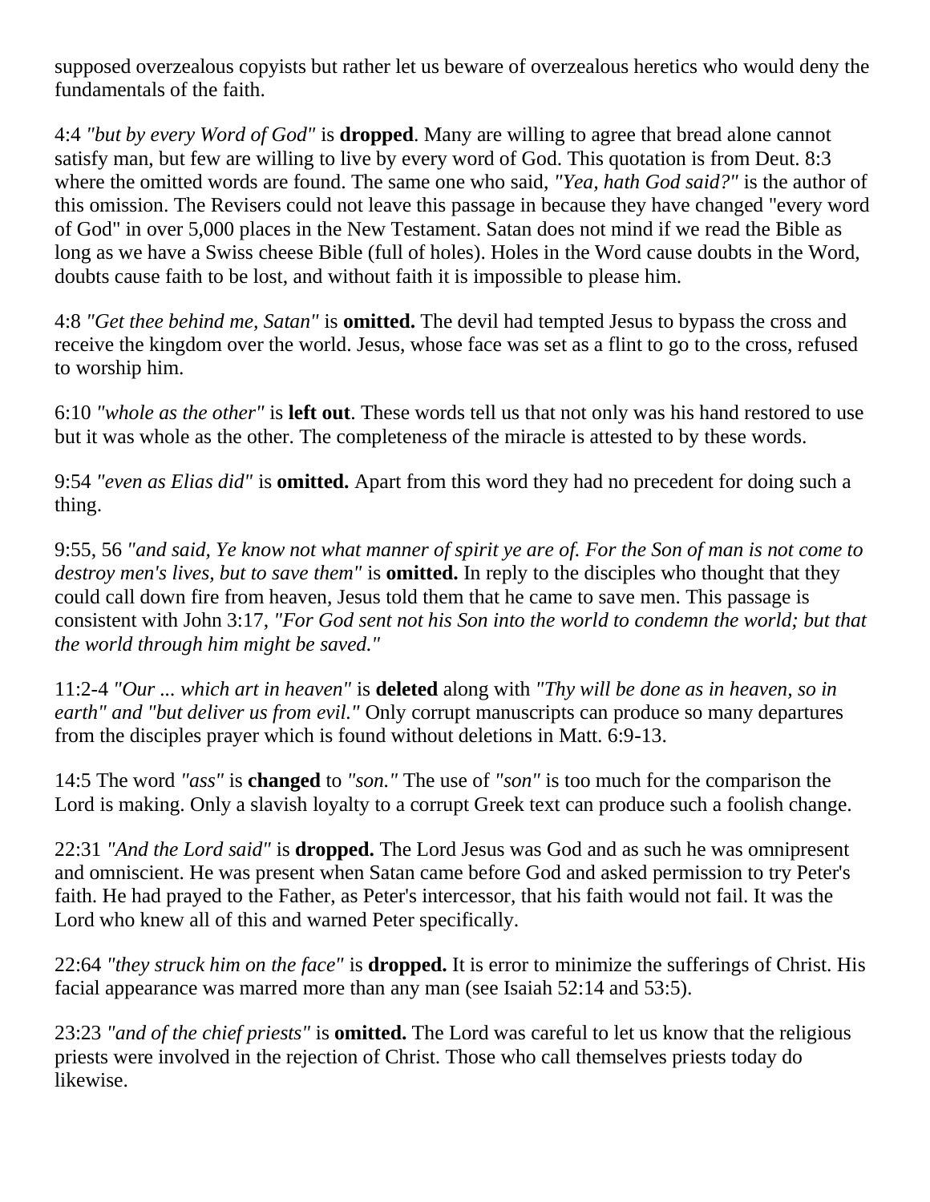supposed overzealous copyists but rather let us beware of overzealous heretics who would deny the fundamentals of the faith.

4:4 *"but by every Word of God"* is **dropped**. Many are willing to agree that bread alone cannot satisfy man, but few are willing to live by every word of God. This quotation is from Deut. 8:3 where the omitted words are found. The same one who said, *"Yea, hath God said?"* is the author of this omission. The Revisers could not leave this passage in because they have changed "every word of God" in over 5,000 places in the New Testament. Satan does not mind if we read the Bible as long as we have a Swiss cheese Bible (full of holes). Holes in the Word cause doubts in the Word, doubts cause faith to be lost, and without faith it is impossible to please him.

4:8 *"Get thee behind me, Satan"* is **omitted.** The devil had tempted Jesus to bypass the cross and receive the kingdom over the world. Jesus, whose face was set as a flint to go to the cross, refused to worship him.

6:10 *"whole as the other"* is **left out**. These words tell us that not only was his hand restored to use but it was whole as the other. The completeness of the miracle is attested to by these words.

9:54 *"even as Elias did"* is **omitted.** Apart from this word they had no precedent for doing such a thing.

9:55, 56 *"and said, Ye know not what manner of spirit ye are of. For the Son of man is not come to destroy men's lives, but to save them"* is **omitted.** In reply to the disciples who thought that they could call down fire from heaven, Jesus told them that he came to save men. This passage is consistent with John 3:17, *"For God sent not his Son into the world to condemn the world; but that the world through him might be saved."*

11:2-4 *"Our ... which art in heaven"* is **deleted** along with *"Thy will be done as in heaven, so in earth" and "but deliver us from evil."* Only corrupt manuscripts can produce so many departures from the disciples prayer which is found without deletions in Matt. 6:9-13.

14:5 The word *"ass"* is **changed** to *"son."* The use of *"son"* is too much for the comparison the Lord is making. Only a slavish loyalty to a corrupt Greek text can produce such a foolish change.

22:31 *"And the Lord said"* is **dropped.** The Lord Jesus was God and as such he was omnipresent and omniscient. He was present when Satan came before God and asked permission to try Peter's faith. He had prayed to the Father, as Peter's intercessor, that his faith would not fail. It was the Lord who knew all of this and warned Peter specifically.

22:64 *"they struck him on the face"* is **dropped.** It is error to minimize the sufferings of Christ. His facial appearance was marred more than any man (see Isaiah 52:14 and 53:5).

23:23 *"and of the chief priests"* is **omitted.** The Lord was careful to let us know that the religious priests were involved in the rejection of Christ. Those who call themselves priests today do likewise.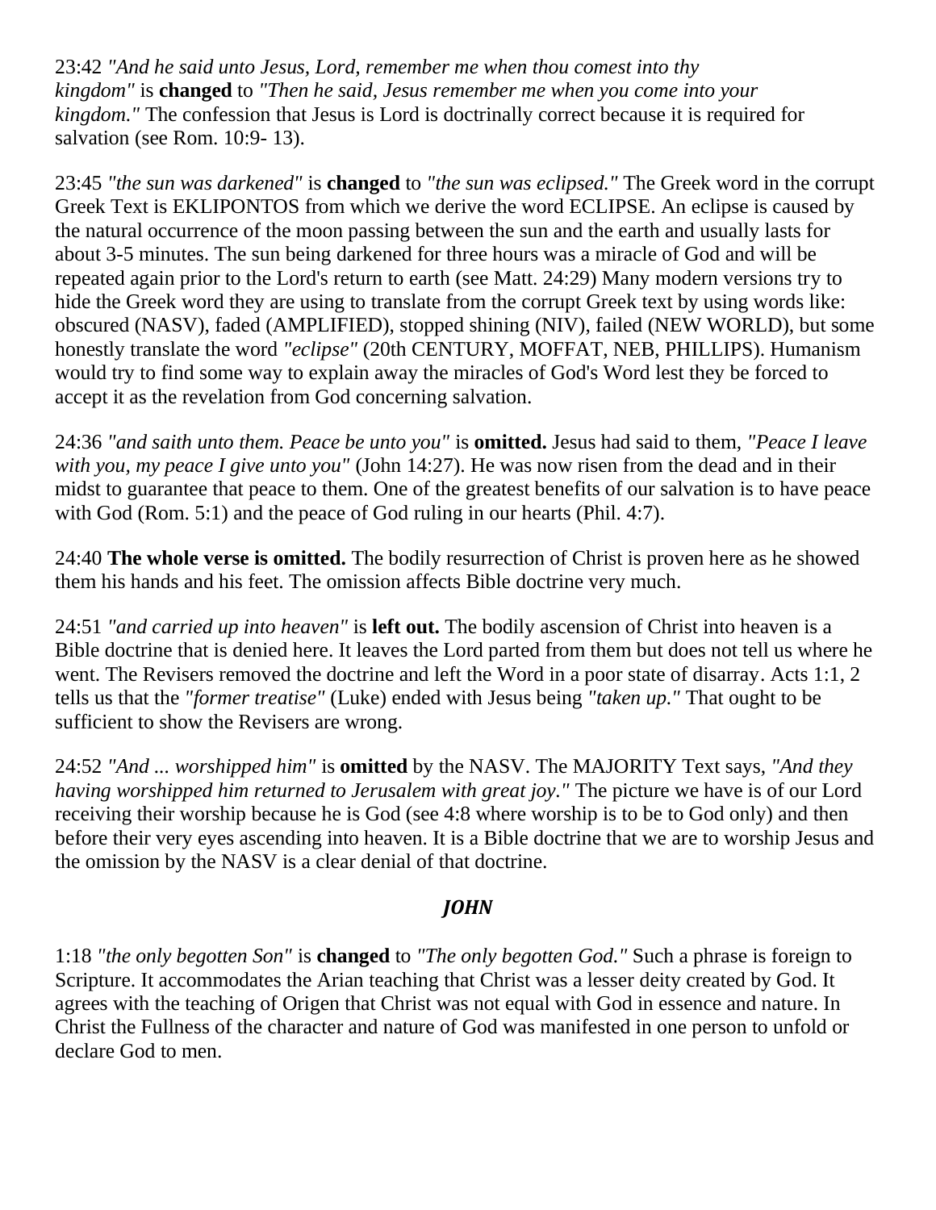23:42 *"And he said unto Jesus, Lord, remember me when thou comest into thy kingdom"* is **changed** to *"Then he said, Jesus remember me when you come into your kingdom."* The confession that Jesus is Lord is doctrinally correct because it is required for salvation (see Rom. 10:9- 13).

23:45 *"the sun was darkened"* is **changed** to *"the sun was eclipsed."* The Greek word in the corrupt Greek Text is EKLIPONTOS from which we derive the word ECLIPSE. An eclipse is caused by the natural occurrence of the moon passing between the sun and the earth and usually lasts for about 3-5 minutes. The sun being darkened for three hours was a miracle of God and will be repeated again prior to the Lord's return to earth (see Matt. 24:29) Many modern versions try to hide the Greek word they are using to translate from the corrupt Greek text by using words like: obscured (NASV), faded (AMPLIFIED), stopped shining (NIV), failed (NEW WORLD), but some honestly translate the word *"eclipse"* (20th CENTURY, MOFFAT, NEB, PHILLIPS). Humanism would try to find some way to explain away the miracles of God's Word lest they be forced to accept it as the revelation from God concerning salvation.

24:36 *"and saith unto them. Peace be unto you"* is **omitted.** Jesus had said to them, *"Peace I leave with you, my peace I give unto you"* (John 14:27). He was now risen from the dead and in their midst to guarantee that peace to them. One of the greatest benefits of our salvation is to have peace with God (Rom. 5:1) and the peace of God ruling in our hearts (Phil. 4:7).

24:40 **The whole verse is omitted.** The bodily resurrection of Christ is proven here as he showed them his hands and his feet. The omission affects Bible doctrine very much.

24:51 *"and carried up into heaven"* is **left out.** The bodily ascension of Christ into heaven is a Bible doctrine that is denied here. It leaves the Lord parted from them but does not tell us where he went. The Revisers removed the doctrine and left the Word in a poor state of disarray. Acts 1:1, 2 tells us that the *"former treatise"* (Luke) ended with Jesus being *"taken up."* That ought to be sufficient to show the Revisers are wrong.

24:52 *"And ... worshipped him"* is **omitted** by the NASV. The MAJORITY Text says, *"And they having worshipped him returned to Jerusalem with great joy."* The picture we have is of our Lord receiving their worship because he is God (see 4:8 where worship is to be to God only) and then before their very eyes ascending into heaven. It is a Bible doctrine that we are to worship Jesus and the omission by the NASV is a clear denial of that doctrine.

## *JOHN*

1:18 *"the only begotten Son"* is **changed** to *"The only begotten God."* Such a phrase is foreign to Scripture. It accommodates the Arian teaching that Christ was a lesser deity created by God. It agrees with the teaching of Origen that Christ was not equal with God in essence and nature. In Christ the Fullness of the character and nature of God was manifested in one person to unfold or declare God to men.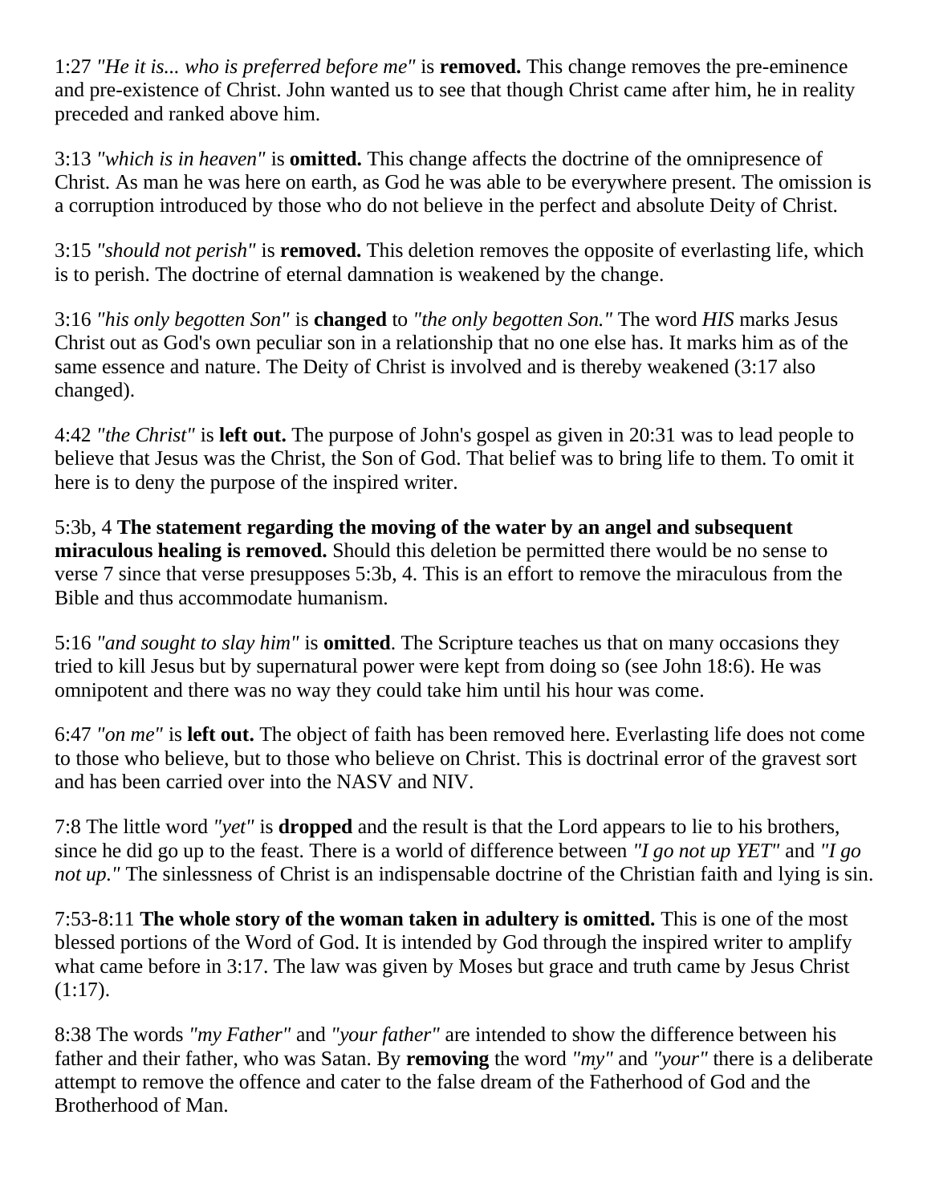1:27 *"He it is... who is preferred before me"* is **removed.** This change removes the pre-eminence and pre-existence of Christ. John wanted us to see that though Christ came after him, he in reality preceded and ranked above him.

3:13 *"which is in heaven"* is **omitted.** This change affects the doctrine of the omnipresence of Christ. As man he was here on earth, as God he was able to be everywhere present. The omission is a corruption introduced by those who do not believe in the perfect and absolute Deity of Christ.

3:15 *"should not perish"* is **removed.** This deletion removes the opposite of everlasting life, which is to perish. The doctrine of eternal damnation is weakened by the change.

3:16 *"his only begotten Son"* is **changed** to *"the only begotten Son."* The word *HIS* marks Jesus Christ out as God's own peculiar son in a relationship that no one else has. It marks him as of the same essence and nature. The Deity of Christ is involved and is thereby weakened (3:17 also changed).

4:42 *"the Christ"* is **left out.** The purpose of John's gospel as given in 20:31 was to lead people to believe that Jesus was the Christ, the Son of God. That belief was to bring life to them. To omit it here is to deny the purpose of the inspired writer.

5:3b, 4 **The statement regarding the moving of the water by an angel and subsequent miraculous healing is removed.** Should this deletion be permitted there would be no sense to verse 7 since that verse presupposes 5:3b, 4. This is an effort to remove the miraculous from the Bible and thus accommodate humanism.

5:16 *"and sought to slay him"* is **omitted**. The Scripture teaches us that on many occasions they tried to kill Jesus but by supernatural power were kept from doing so (see John 18:6). He was omnipotent and there was no way they could take him until his hour was come.

6:47 *"on me"* is **left out.** The object of faith has been removed here. Everlasting life does not come to those who believe, but to those who believe on Christ. This is doctrinal error of the gravest sort and has been carried over into the NASV and NIV.

7:8 The little word *"yet"* is **dropped** and the result is that the Lord appears to lie to his brothers, since he did go up to the feast. There is a world of difference between *"I go not up YET"* and *"I go not up."* The sinlessness of Christ is an indispensable doctrine of the Christian faith and lying is sin.

7:53-8:11 **The whole story of the woman taken in adultery is omitted.** This is one of the most blessed portions of the Word of God. It is intended by God through the inspired writer to amplify what came before in 3:17. The law was given by Moses but grace and truth came by Jesus Christ (1:17).

8:38 The words *"my Father"* and *"your father"* are intended to show the difference between his father and their father, who was Satan. By **removing** the word *"my"* and *"your"* there is a deliberate attempt to remove the offence and cater to the false dream of the Fatherhood of God and the Brotherhood of Man.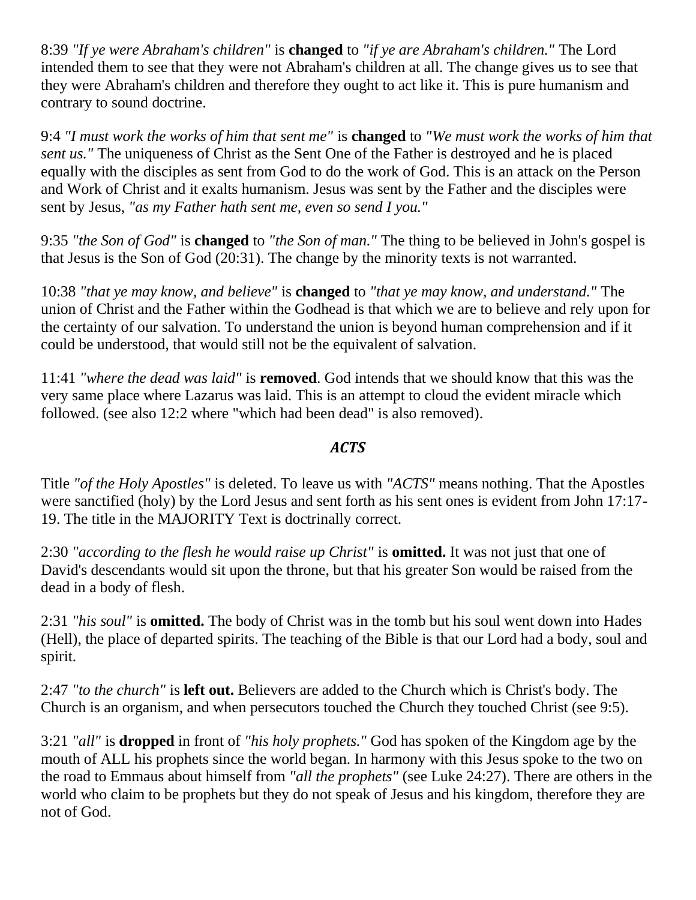8:39 *"If ye were Abraham's children"* is **changed** to *"if ye are Abraham's children."* The Lord intended them to see that they were not Abraham's children at all. The change gives us to see that they were Abraham's children and therefore they ought to act like it. This is pure humanism and contrary to sound doctrine.

9:4 *"I must work the works of him that sent me"* is **changed** to *"We must work the works of him that sent us."* The uniqueness of Christ as the Sent One of the Father is destroyed and he is placed equally with the disciples as sent from God to do the work of God. This is an attack on the Person and Work of Christ and it exalts humanism. Jesus was sent by the Father and the disciples were sent by Jesus, *"as my Father hath sent me, even so send I you."*

9:35 *"the Son of God"* is **changed** to *"the Son of man."* The thing to be believed in John's gospel is that Jesus is the Son of God (20:31). The change by the minority texts is not warranted.

10:38 *"that ye may know, and believe"* is **changed** to *"that ye may know, and understand."* The union of Christ and the Father within the Godhead is that which we are to believe and rely upon for the certainty of our salvation. To understand the union is beyond human comprehension and if it could be understood, that would still not be the equivalent of salvation.

11:41 *"where the dead was laid"* is **removed**. God intends that we should know that this was the very same place where Lazarus was laid. This is an attempt to cloud the evident miracle which followed. (see also 12:2 where "which had been dead" is also removed).

## *ACTS*

Title *"of the Holy Apostles"* is deleted. To leave us with *"ACTS"* means nothing. That the Apostles were sanctified (holy) by the Lord Jesus and sent forth as his sent ones is evident from John 17:17-19. The title in the MAJORITY Text is doctrinally correct.

2:30 *"according to the flesh he would raise up Christ"* is **omitted.** It was not just that one of David's descendants would sit upon the throne, but that his greater Son would be raised from the dead in a body of flesh.

2:31 *"his soul"* is **omitted.** The body of Christ was in the tomb but his soul went down into Hades (Hell), the place of departed spirits. The teaching of the Bible is that our Lord had a body, soul and spirit.

2:47 *"to the church"* is **left out.** Believers are added to the Church which is Christ's body. The Church is an organism, and when persecutors touched the Church they touched Christ (see 9:5).

3:21 *"all"* is **dropped** in front of *"his holy prophets."* God has spoken of the Kingdom age by the mouth of ALL his prophets since the world began. In harmony with this Jesus spoke to the two on the road to Emmaus about himself from *"all the prophets"* (see Luke 24:27). There are others in the world who claim to be prophets but they do not speak of Jesus and his kingdom, therefore they are not of God.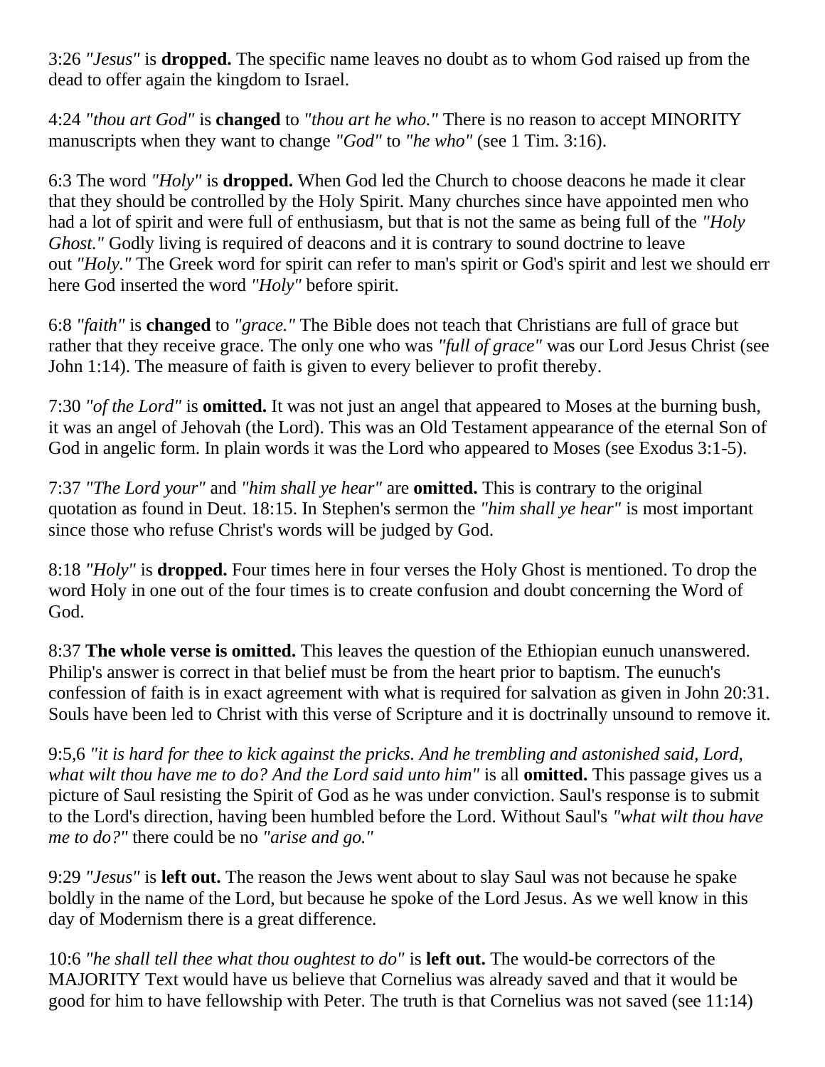3:26 *"Jesus"* is **dropped.** The specific name leaves no doubt as to whom God raised up from the dead to offer again the kingdom to Israel.

4:24 *"thou art God"* is **changed** to *"thou art he who."* There is no reason to accept MINORITY manuscripts when they want to change *"God"* to *"he who"* (see 1 Tim. 3:16).

6:3 The word *"Holy"* is **dropped.** When God led the Church to choose deacons he made it clear that they should be controlled by the Holy Spirit. Many churches since have appointed men who had a lot of spirit and were full of enthusiasm, but that is not the same as being full of the *"Holy Ghost."* Godly living is required of deacons and it is contrary to sound doctrine to leave out *"Holy."* The Greek word for spirit can refer to man's spirit or God's spirit and lest we should err here God inserted the word *"Holy"* before spirit.

6:8 *"faith"* is **changed** to *"grace."* The Bible does not teach that Christians are full of grace but rather that they receive grace. The only one who was *"full of grace"* was our Lord Jesus Christ (see John 1:14). The measure of faith is given to every believer to profit thereby.

7:30 *"of the Lord"* is **omitted.** It was not just an angel that appeared to Moses at the burning bush, it was an angel of Jehovah (the Lord). This was an Old Testament appearance of the eternal Son of God in angelic form. In plain words it was the Lord who appeared to Moses (see Exodus 3:1-5).

7:37 *"The Lord your"* and *"him shall ye hear"* are **omitted.** This is contrary to the original quotation as found in Deut. 18:15. In Stephen's sermon the *"him shall ye hear"* is most important since those who refuse Christ's words will be judged by God.

8:18 *"Holy"* is **dropped.** Four times here in four verses the Holy Ghost is mentioned. To drop the word Holy in one out of the four times is to create confusion and doubt concerning the Word of God.

8:37 **The whole verse is omitted.** This leaves the question of the Ethiopian eunuch unanswered. Philip's answer is correct in that belief must be from the heart prior to baptism. The eunuch's confession of faith is in exact agreement with what is required for salvation as given in John 20:31. Souls have been led to Christ with this verse of Scripture and it is doctrinally unsound to remove it.

9:5,6 *"it is hard for thee to kick against the pricks. And he trembling and astonished said, Lord, what wilt thou have me to do? And the Lord said unto him"* is all **omitted.** This passage gives us a picture of Saul resisting the Spirit of God as he was under conviction. Saul's response is to submit to the Lord's direction, having been humbled before the Lord. Without Saul's *"what wilt thou have me to do?"* there could be no *"arise and go."*

9:29 *"Jesus"* is **left out.** The reason the Jews went about to slay Saul was not because he spake boldly in the name of the Lord, but because he spoke of the Lord Jesus. As we well know in this day of Modernism there is a great difference.

10:6 *"he shall tell thee what thou oughtest to do"* is **left out.** The would-be correctors of the MAJORITY Text would have us believe that Cornelius was already saved and that it would be good for him to have fellowship with Peter. The truth is that Cornelius was not saved (see 11:14)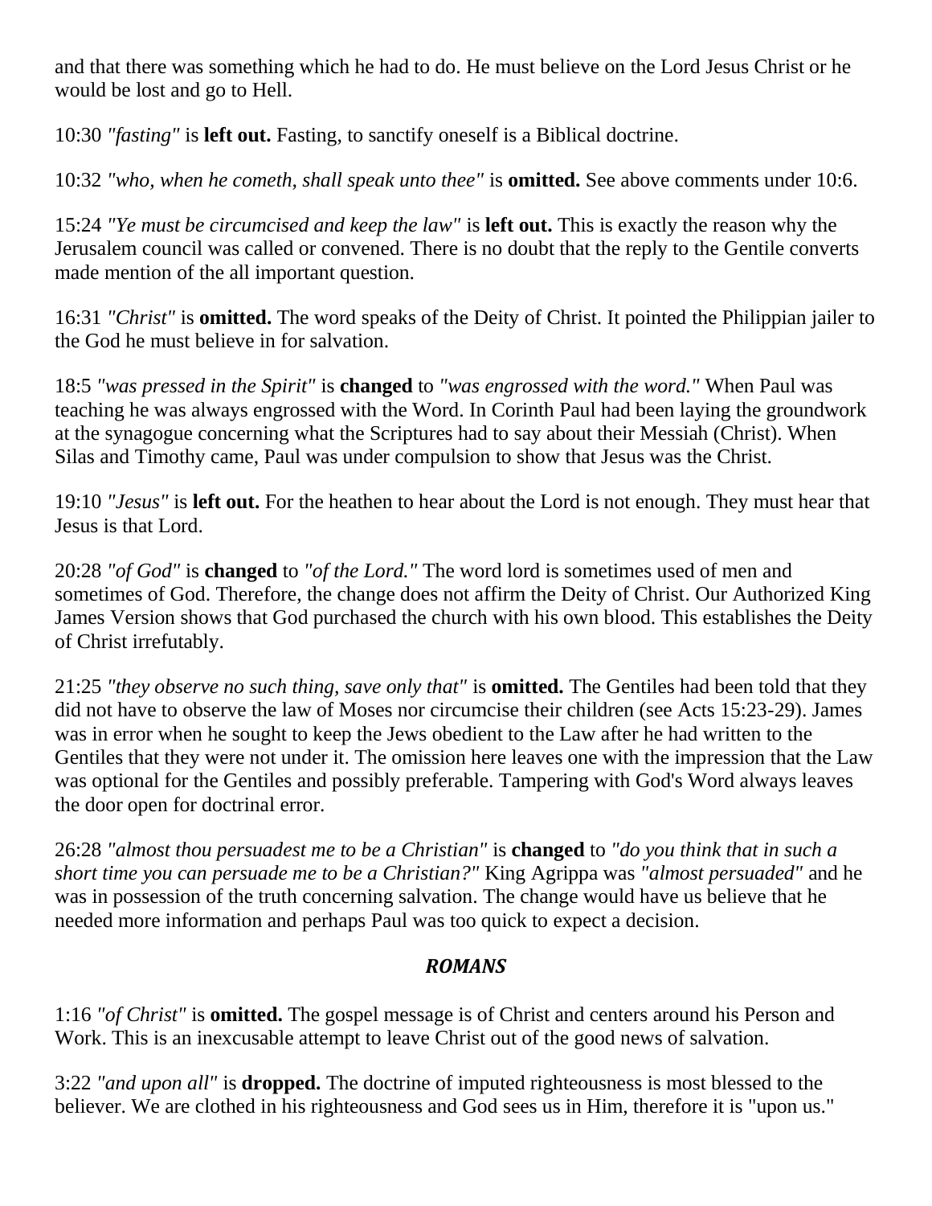and that there was something which he had to do. He must believe on the Lord Jesus Christ or he would be lost and go to Hell.

10:30 *"fasting"* is **left out.** Fasting, to sanctify oneself is a Biblical doctrine.

10:32 *"who, when he cometh, shall speak unto thee"* is **omitted.** See above comments under 10:6.

15:24 *"Ye must be circumcised and keep the law"* is **left out.** This is exactly the reason why the Jerusalem council was called or convened. There is no doubt that the reply to the Gentile converts made mention of the all important question.

16:31 *"Christ"* is **omitted.** The word speaks of the Deity of Christ. It pointed the Philippian jailer to the God he must believe in for salvation.

18:5 *"was pressed in the Spirit"* is **changed** to *"was engrossed with the word."* When Paul was teaching he was always engrossed with the Word. In Corinth Paul had been laying the groundwork at the synagogue concerning what the Scriptures had to say about their Messiah (Christ). When Silas and Timothy came, Paul was under compulsion to show that Jesus was the Christ.

19:10 *"Jesus"* is **left out.** For the heathen to hear about the Lord is not enough. They must hear that Jesus is that Lord.

20:28 *"of God"* is **changed** to *"of the Lord."* The word lord is sometimes used of men and sometimes of God. Therefore, the change does not affirm the Deity of Christ. Our Authorized King James Version shows that God purchased the church with his own blood. This establishes the Deity of Christ irrefutably.

21:25 *"they observe no such thing, save only that"* is **omitted.** The Gentiles had been told that they did not have to observe the law of Moses nor circumcise their children (see Acts 15:23-29). James was in error when he sought to keep the Jews obedient to the Law after he had written to the Gentiles that they were not under it. The omission here leaves one with the impression that the Law was optional for the Gentiles and possibly preferable. Tampering with God's Word always leaves the door open for doctrinal error.

26:28 *"almost thou persuadest me to be a Christian"* is **changed** to *"do you think that in such a short time you can persuade me to be a Christian?"* King Agrippa was *"almost persuaded"* and he was in possession of the truth concerning salvation. The change would have us believe that he needed more information and perhaps Paul was too quick to expect a decision.

## *ROMANS*

1:16 *"of Christ"* is **omitted.** The gospel message is of Christ and centers around his Person and Work. This is an inexcusable attempt to leave Christ out of the good news of salvation.

3:22 *"and upon all"* is **dropped.** The doctrine of imputed righteousness is most blessed to the believer. We are clothed in his righteousness and God sees us in Him, therefore it is "upon us."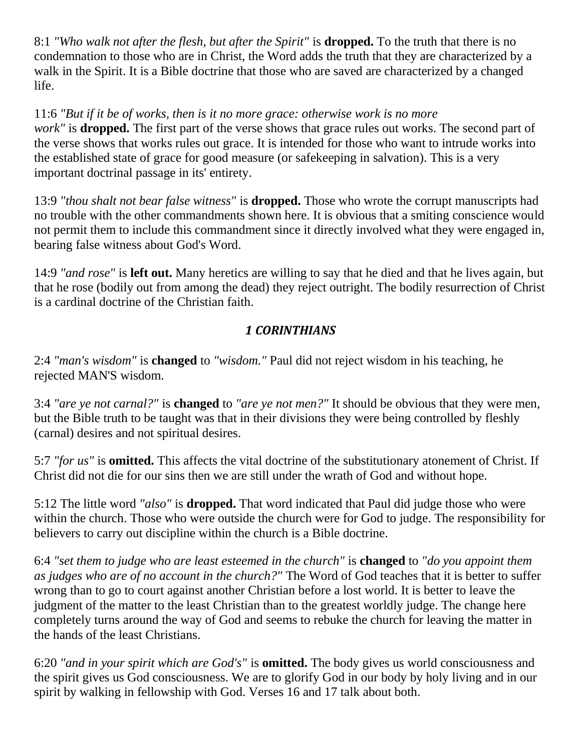8:1 *"Who walk not after the flesh, but after the Spirit"* is **dropped.** To the truth that there is no condemnation to those who are in Christ, the Word adds the truth that they are characterized by a walk in the Spirit. It is a Bible doctrine that those who are saved are characterized by a changed life.

11:6 *"But if it be of works, then is it no more grace: otherwise work is no more work"* is **dropped.** The first part of the verse shows that grace rules out works. The second part of the verse shows that works rules out grace. It is intended for those who want to intrude works into the established state of grace for good measure (or safekeeping in salvation). This is a very important doctrinal passage in its' entirety.

13:9 *"thou shalt not bear false witness"* is **dropped.** Those who wrote the corrupt manuscripts had no trouble with the other commandments shown here. It is obvious that a smiting conscience would not permit them to include this commandment since it directly involved what they were engaged in, bearing false witness about God's Word.

14:9 *"and rose"* is **left out.** Many heretics are willing to say that he died and that he lives again, but that he rose (bodily out from among the dead) they reject outright. The bodily resurrection of Christ is a cardinal doctrine of the Christian faith.

### *1 CORINTHIANS*

2:4 *"man's wisdom"* is **changed** to *"wisdom."* Paul did not reject wisdom in his teaching, he rejected MAN'S wisdom.

3:4 *"are ye not carnal?"* is **changed** to *"are ye not men?"* It should be obvious that they were men, but the Bible truth to be taught was that in their divisions they were being controlled by fleshly (carnal) desires and not spiritual desires.

5:7 *"for us"* is **omitted.** This affects the vital doctrine of the substitutionary atonement of Christ. If Christ did not die for our sins then we are still under the wrath of God and without hope.

5:12 The little word *"also"* is **dropped.** That word indicated that Paul did judge those who were within the church. Those who were outside the church were for God to judge. The responsibility for believers to carry out discipline within the church is a Bible doctrine.

6:4 *"set them to judge who are least esteemed in the church"* is **changed** to *"do you appoint them as judges who are of no account in the church?"* The Word of God teaches that it is better to suffer wrong than to go to court against another Christian before a lost world. It is better to leave the judgment of the matter to the least Christian than to the greatest worldly judge. The change here completely turns around the way of God and seems to rebuke the church for leaving the matter in the hands of the least Christians.

6:20 *"and in your spirit which are God's"* is **omitted.** The body gives us world consciousness and the spirit gives us God consciousness. We are to glorify God in our body by holy living and in our spirit by walking in fellowship with God. Verses 16 and 17 talk about both.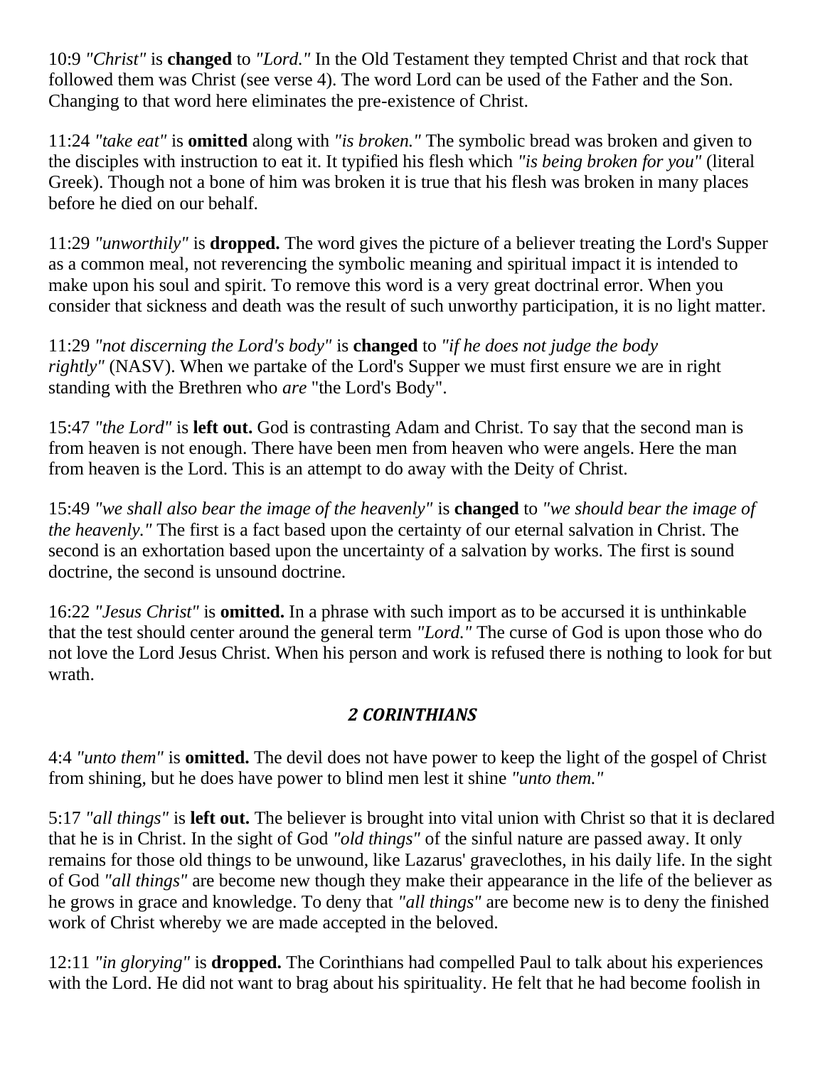10:9 *"Christ"* is **changed** to *"Lord."* In the Old Testament they tempted Christ and that rock that followed them was Christ (see verse 4). The word Lord can be used of the Father and the Son. Changing to that word here eliminates the pre-existence of Christ.

11:24 *"take eat"* is **omitted** along with *"is broken."* The symbolic bread was broken and given to the disciples with instruction to eat it. It typified his flesh which *"is being broken for you"* (literal Greek). Though not a bone of him was broken it is true that his flesh was broken in many places before he died on our behalf.

11:29 *"unworthily"* is **dropped.** The word gives the picture of a believer treating the Lord's Supper as a common meal, not reverencing the symbolic meaning and spiritual impact it is intended to make upon his soul and spirit. To remove this word is a very great doctrinal error. When you consider that sickness and death was the result of such unworthy participation, it is no light matter.

11:29 *"not discerning the Lord's body"* is **changed** to *"if he does not judge the body rightly"* (NASV). When we partake of the Lord's Supper we must first ensure we are in right standing with the Brethren who *are* "the Lord's Body".

15:47 *"the Lord"* is **left out.** God is contrasting Adam and Christ. To say that the second man is from heaven is not enough. There have been men from heaven who were angels. Here the man from heaven is the Lord. This is an attempt to do away with the Deity of Christ.

15:49 *"we shall also bear the image of the heavenly"* is **changed** to *"we should bear the image of the heavenly."* The first is a fact based upon the certainty of our eternal salvation in Christ. The second is an exhortation based upon the uncertainty of a salvation by works. The first is sound doctrine, the second is unsound doctrine.

16:22 *"Jesus Christ"* is **omitted.** In a phrase with such import as to be accursed it is unthinkable that the test should center around the general term *"Lord."* The curse of God is upon those who do not love the Lord Jesus Christ. When his person and work is refused there is nothing to look for but wrath.

## *2 CORINTHIANS*

4:4 *"unto them"* is **omitted.** The devil does not have power to keep the light of the gospel of Christ from shining, but he does have power to blind men lest it shine *"unto them."*

5:17 *"all things"* is **left out.** The believer is brought into vital union with Christ so that it is declared that he is in Christ. In the sight of God *"old things"* of the sinful nature are passed away. It only remains for those old things to be unwound, like Lazarus' graveclothes, in his daily life. In the sight of God *"all things"* are become new though they make their appearance in the life of the believer as he grows in grace and knowledge. To deny that *"all things"* are become new is to deny the finished work of Christ whereby we are made accepted in the beloved.

12:11 *"in glorying"* is **dropped.** The Corinthians had compelled Paul to talk about his experiences with the Lord. He did not want to brag about his spirituality. He felt that he had become foolish in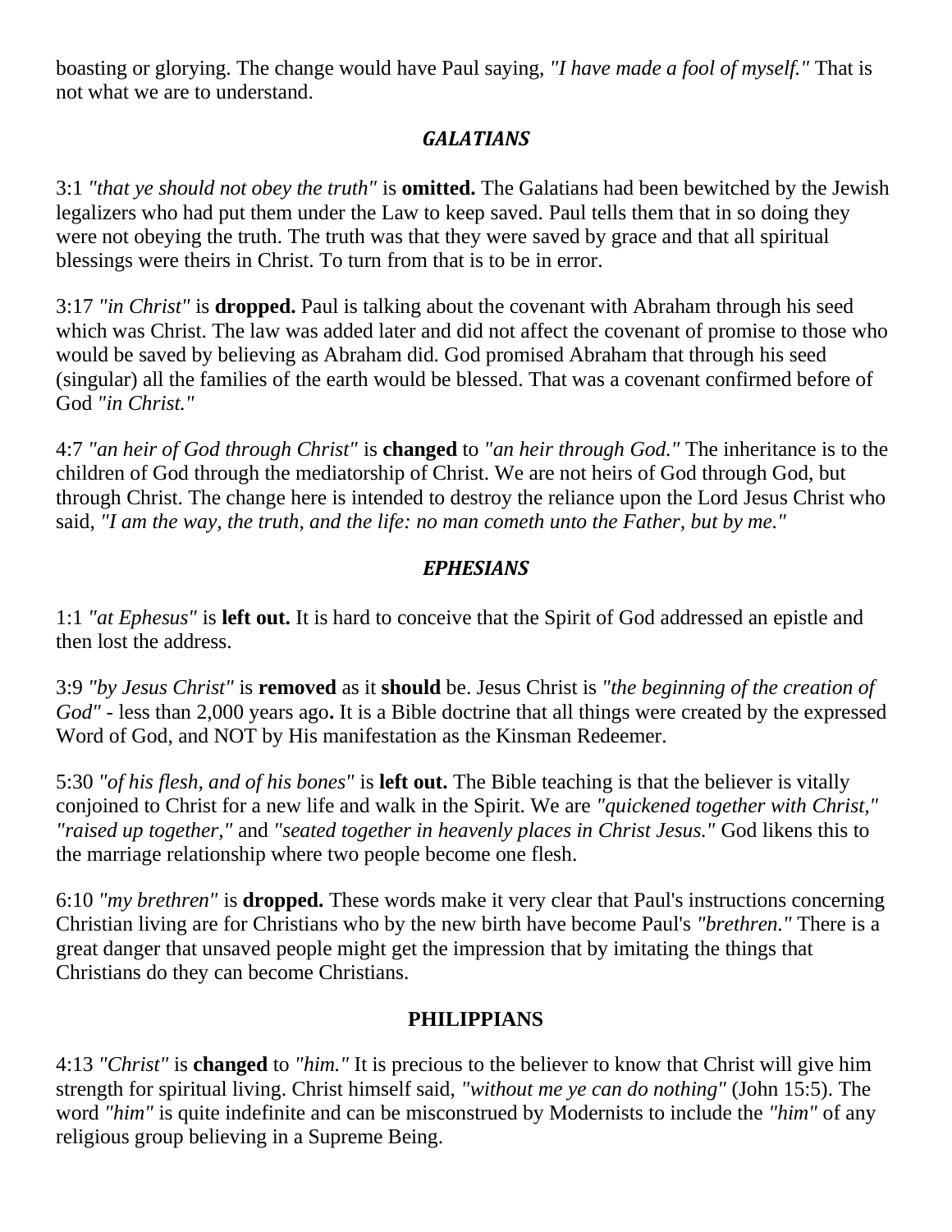boasting or glorying. The change would have Paul saying, *"I have made a fool of myself."* That is not what we are to understand.

### *GALATIANS*

3:1 *"that ye should not obey the truth"* is **omitted.** The Galatians had been bewitched by the Jewish legalizers who had put them under the Law to keep saved. Paul tells them that in so doing they were not obeying the truth. The truth was that they were saved by grace and that all spiritual blessings were theirs in Christ. To turn from that is to be in error.

3:17 *"in Christ"* is **dropped.** Paul is talking about the covenant with Abraham through his seed which was Christ. The law was added later and did not affect the covenant of promise to those who would be saved by believing as Abraham did. God promised Abraham that through his seed (singular) all the families of the earth would be blessed. That was a covenant confirmed before of God *"in Christ."*

4:7 *"an heir of God through Christ"* is **changed** to *"an heir through God."* The inheritance is to the children of God through the mediatorship of Christ. We are not heirs of God through God, but through Christ. The change here is intended to destroy the reliance upon the Lord Jesus Christ who said, *"I am the way, the truth, and the life: no man cometh unto the Father, but by me."*

### *EPHESIANS*

1:1 *"at Ephesus"* is **left out.** It is hard to conceive that the Spirit of God addressed an epistle and then lost the address.

3:9 *"by Jesus Christ"* is **removed** as it **should** be. Jesus Christ is *"the beginning of the creation of God"* - less than 2,000 years ago**.** It is a Bible doctrine that all things were created by the expressed Word of God, and NOT by His manifestation as the Kinsman Redeemer.

5:30 *"of his flesh, and of his bones"* is **left out.** The Bible teaching is that the believer is vitally conjoined to Christ for a new life and walk in the Spirit. We are *"quickened together with Christ," "raised up together,"* and *"seated together in heavenly places in Christ Jesus."* God likens this to the marriage relationship where two people become one flesh.

6:10 *"my brethren"* is **dropped.** These words make it very clear that Paul's instructions concerning Christian living are for Christians who by the new birth have become Paul's *"brethren."* There is a great danger that unsaved people might get the impression that by imitating the things that Christians do they can become Christians.

### PHILIPPIANS

4:13 *"Christ"* is **changed** to *"him."* It is precious to the believer to know that Christ will give him strength for spiritual living. Christ himself said, *"without me ye can do nothing"* (John 15:5). The word *"him"* is quite indefinite and can be misconstrued by Modernists to include the *"him"* of any religious group believing in a Supreme Being.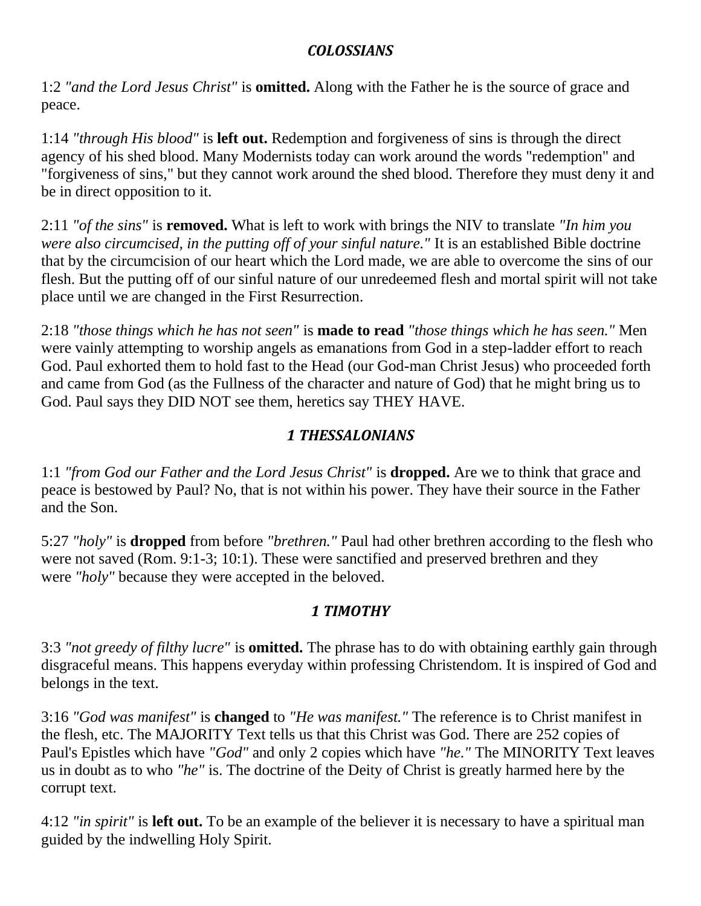## *COLOSSIANS*

1:2 *"and the Lord Jesus Christ"* is **omitted.** Along with the Father he is the source of grace and peace.

1:14 *"through His blood"* is **left out.** Redemption and forgiveness of sins is through the direct agency of his shed blood. Many Modernists today can work around the words "redemption" and "forgiveness of sins," but they cannot work around the shed blood. Therefore they must deny it and be in direct opposition to it.

2:11 *"of the sins"* is **removed.** What is left to work with brings the NIV to translate *"In him you were also circumcised, in the putting off of your sinful nature."* It is an established Bible doctrine that by the circumcision of our heart which the Lord made, we are able to overcome the sins of our flesh. But the putting off of our sinful nature of our unredeemed flesh and mortal spirit will not take place until we are changed in the First Resurrection.

2:18 *"those things which he has not seen"* is **made to read** *"those things which he has seen."* Men were vainly attempting to worship angels as emanations from God in a step-ladder effort to reach God. Paul exhorted them to hold fast to the Head (our God-man Christ Jesus) who proceeded forth and came from God (as the Fullness of the character and nature of God) that he might bring us to God. Paul says they DID NOT see them, heretics say THEY HAVE.

## *1 THESSALONIANS*

1:1 *"from God our Father and the Lord Jesus Christ"* is **dropped.** Are we to think that grace and peace is bestowed by Paul? No, that is not within his power. They have their source in the Father and the Son.

5:27 *"holy"* is **dropped** from before *"brethren."* Paul had other brethren according to the flesh who were not saved (Rom. 9:1-3; 10:1). These were sanctified and preserved brethren and they were *"holy"* because they were accepted in the beloved.

## *1 TIMOTHY*

3:3 *"not greedy of filthy lucre"* is **omitted.** The phrase has to do with obtaining earthly gain through disgraceful means. This happens everyday within professing Christendom. It is inspired of God and belongs in the text.

3:16 *"God was manifest"* is **changed** to *"He was manifest."* The reference is to Christ manifest in the flesh, etc. The MAJORITY Text tells us that this Christ was God. There are 252 copies of Paul's Epistles which have *"God"* and only 2 copies which have *"he."* The MINORITY Text leaves us in doubt as to who *"he"* is. The doctrine of the Deity of Christ is greatly harmed here by the corrupt text.

4:12 *"in spirit"* is **left out.** To be an example of the believer it is necessary to have a spiritual man guided by the indwelling Holy Spirit.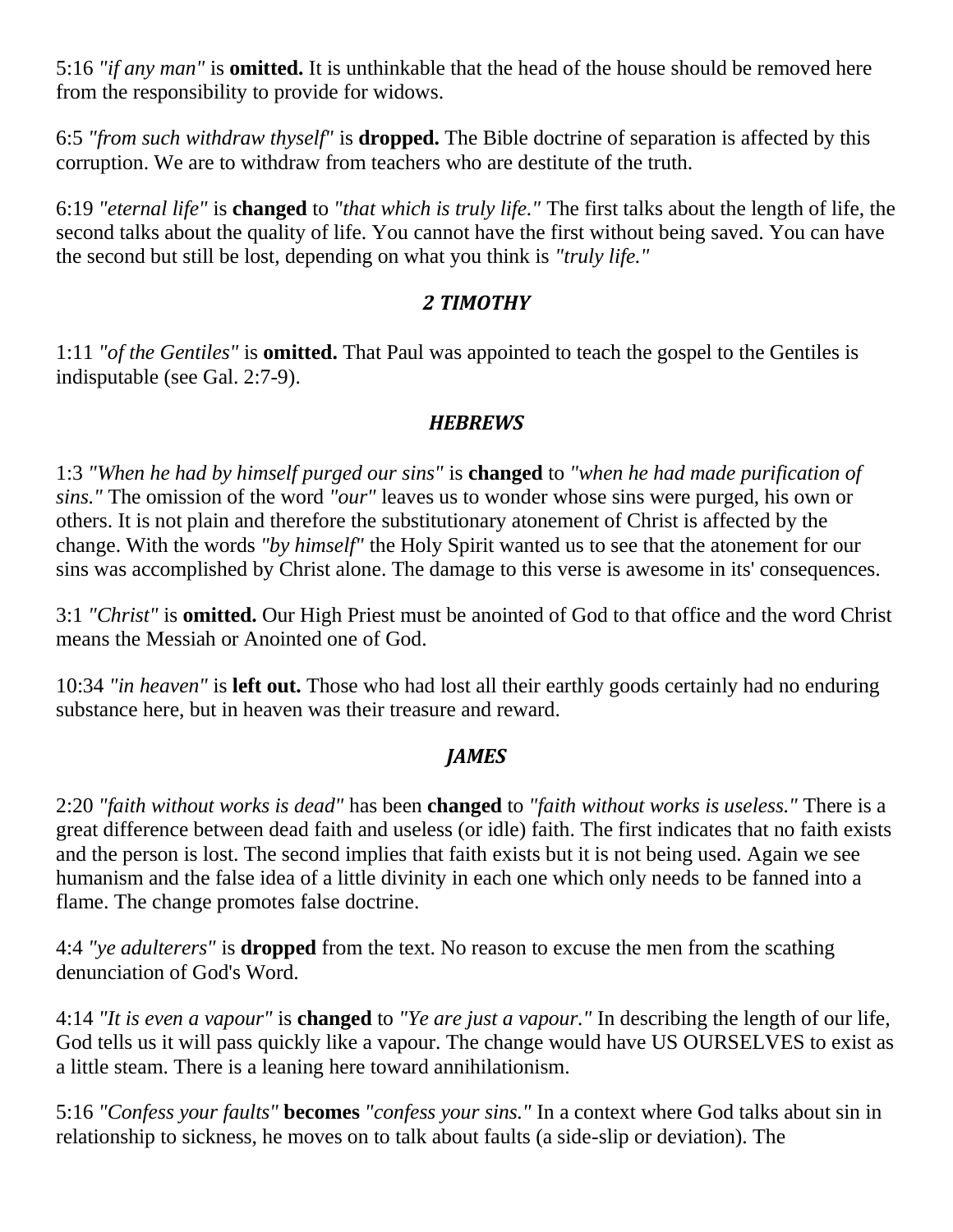5:16 *"if any man"* is **omitted.** It is unthinkable that the head of the house should be removed here from the responsibility to provide for widows.

6:5 *"from such withdraw thyself"* is **dropped.** The Bible doctrine of separation is affected by this corruption. We are to withdraw from teachers who are destitute of the truth.

6:19 *"eternal life"* is **changed** to *"that which is truly life."* The first talks about the length of life, the second talks about the quality of life. You cannot have the first without being saved. You can have the second but still be lost, depending on what you think is *"truly life."*

### *2 TIMOTHY*

1:11 *"of the Gentiles"* is **omitted.** That Paul was appointed to teach the gospel to the Gentiles is indisputable (see Gal. 2:7-9).

### *HEBREWS*

1:3 *"When he had by himself purged our sins"* is **changed** to *"when he had made purification of sins."* The omission of the word *"our"* leaves us to wonder whose sins were purged, his own or others. It is not plain and therefore the substitutionary atonement of Christ is affected by the change. With the words *"by himself"* the Holy Spirit wanted us to see that the atonement for our sins was accomplished by Christ alone. The damage to this verse is awesome in its' consequences.

3:1 *"Christ"* is **omitted.** Our High Priest must be anointed of God to that office and the word Christ means the Messiah or Anointed one of God.

10:34 *"in heaven"* is **left out.** Those who had lost all their earthly goods certainly had no enduring substance here, but in heaven was their treasure and reward.

### *JAMES*

2:20 *"faith without works is dead"* has been **changed** to *"faith without works is useless."* There is a great difference between dead faith and useless (or idle) faith. The first indicates that no faith exists and the person is lost. The second implies that faith exists but it is not being used. Again we see humanism and the false idea of a little divinity in each one which only needs to be fanned into a flame. The change promotes false doctrine.

4:4 *"ye adulterers"* is **dropped** from the text. No reason to excuse the men from the scathing denunciation of God's Word.

4:14 *"It is even a vapour"* is **changed** to *"Ye are just a vapour."* In describing the length of our life, God tells us it will pass quickly like a vapour. The change would have US OURSELVES to exist as a little steam. There is a leaning here toward annihilationism.

5:16 *"Confess your faults"* **becomes** *"confess your sins."* In a context where God talks about sin in relationship to sickness, he moves on to talk about faults (a side-slip or deviation). The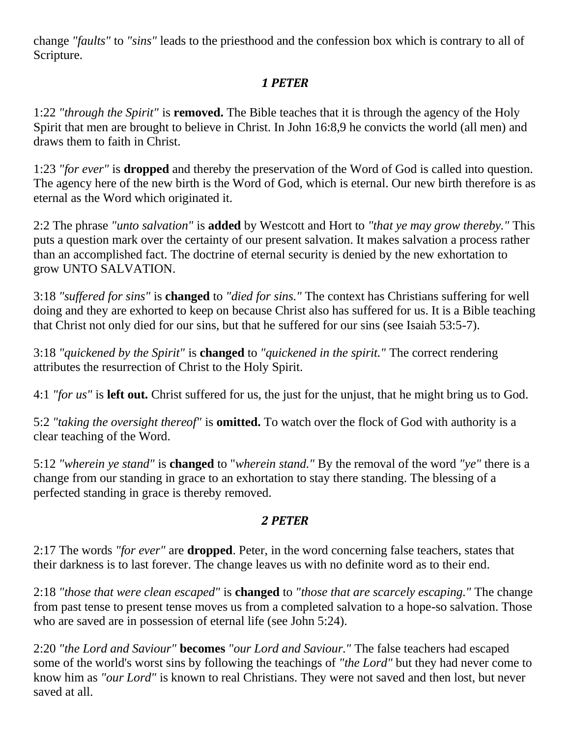change *"faults"* to *"sins"* leads to the priesthood and the confession box which is contrary to all of Scripture.

### *1 PETER*

1:22 *"through the Spirit"* is **removed.** The Bible teaches that it is through the agency of the Holy Spirit that men are brought to believe in Christ. In John 16:8,9 he convicts the world (all men) and draws them to faith in Christ.

1:23 *"for ever"* is **dropped** and thereby the preservation of the Word of God is called into question. The agency here of the new birth is the Word of God, which is eternal. Our new birth therefore is as eternal as the Word which originated it.

2:2 The phrase *"unto salvation"* is **added** by Westcott and Hort to *"that ye may grow thereby."* This puts a question mark over the certainty of our present salvation. It makes salvation a process rather than an accomplished fact. The doctrine of eternal security is denied by the new exhortation to grow UNTO SALVATION.

3:18 *"suffered for sins"* is **changed** to *"died for sins."* The context has Christians suffering for well doing and they are exhorted to keep on because Christ also has suffered for us. It is a Bible teaching that Christ not only died for our sins, but that he suffered for our sins (see Isaiah 53:5-7).

3:18 *"quickened by the Spirit"* is **changed** to *"quickened in the spirit."* The correct rendering attributes the resurrection of Christ to the Holy Spirit.

4:1 *"for us"* is **left out.** Christ suffered for us, the just for the unjust, that he might bring us to God.

5:2 *"taking the oversight thereof"* is **omitted.** To watch over the flock of God with authority is a clear teaching of the Word.

5:12 *"wherein ye stand"* is **changed** to "*wherein stand."* By the removal of the word *"ye"* there is a change from our standing in grace to an exhortation to stay there standing. The blessing of a perfected standing in grace is thereby removed.

### *2 PETER*

2:17 The words *"for ever"* are **dropped**. Peter, in the word concerning false teachers, states that their darkness is to last forever. The change leaves us with no definite word as to their end.

2:18 *"those that were clean escaped"* is **changed** to *"those that are scarcely escaping."* The change from past tense to present tense moves us from a completed salvation to a hope-so salvation. Those who are saved are in possession of eternal life (see John 5:24).

2:20 *"the Lord and Saviour"* **becomes** *"our Lord and Saviour."* The false teachers had escaped some of the world's worst sins by following the teachings of *"the Lord"* but they had never come to know him as *"our Lord"* is known to real Christians. They were not saved and then lost, but never saved at all.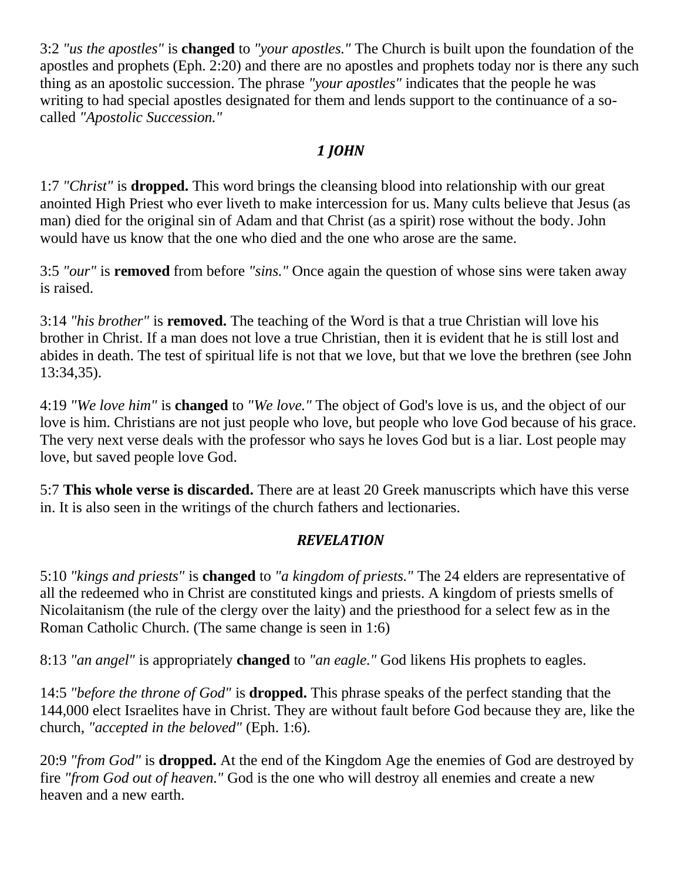3:2 *"us the apostles"* is **changed** to *"your apostles."* The Church is built upon the foundation of the apostles and prophets (Eph. 2:20) and there are no apostles and prophets today nor is there any such thing as an apostolic succession. The phrase *"your apostles"* indicates that the people he was writing to had special apostles designated for them and lends support to the continuance of a so-called *"Apostolic Succession."*

### *1 JOHN*

1:7 *"Christ"* is **dropped.** This word brings the cleansing blood into relationship with our great anointed High Priest who ever liveth to make intercession for us. Many cults believe that Jesus (as man) died for the original sin of Adam and that Christ (as a spirit) rose without the body. John would have us know that the one who died and the one who arose are the same.

3:5 *"our"* is **removed** from before *"sins."* Once again the question of whose sins were taken away is raised.

3:14 *"his brother"* is **removed.** The teaching of the Word is that a true Christian will love his brother in Christ. If a man does not love a true Christian, then it is evident that he is still lost and abides in death. The test of spiritual life is not that we love, but that we love the brethren (see John 13:34,35).

4:19 *"We love him"* is **changed** to *"We love."* The object of God's love is us, and the object of our love is him. Christians are not just people who love, but people who love God because of his grace. The very next verse deals with the professor who says he loves God but is a liar. Lost people may love, but saved people love God.

5:7 **This whole verse is discarded.** There are at least 20 Greek manuscripts which have this verse in. It is also seen in the writings of the church fathers and lectionaries.

### *REVELATION*

5:10 *"kings and priests"* is **changed** to *"a kingdom of priests."* The 24 elders are representative of all the redeemed who in Christ are constituted kings and priests. A kingdom of priests smells of Nicolaitanism (the rule of the clergy over the laity) and the priesthood for a select few as in the Roman Catholic Church. (The same change is seen in 1:6)

8:13 *"an angel"* is appropriately **changed** to *"an eagle."* God likens His prophets to eagles.

14:5 *"before the throne of God"* is **dropped.** This phrase speaks of the perfect standing that the 144,000 elect Israelites have in Christ. They are without fault before God because they are, like the church, *"accepted in the beloved"* (Eph. 1:6).

20:9 *"from God"* is **dropped.** At the end of the Kingdom Age the enemies of God are destroyed by fire *"from God out of heaven."* God is the one who will destroy all enemies and create a new heaven and a new earth.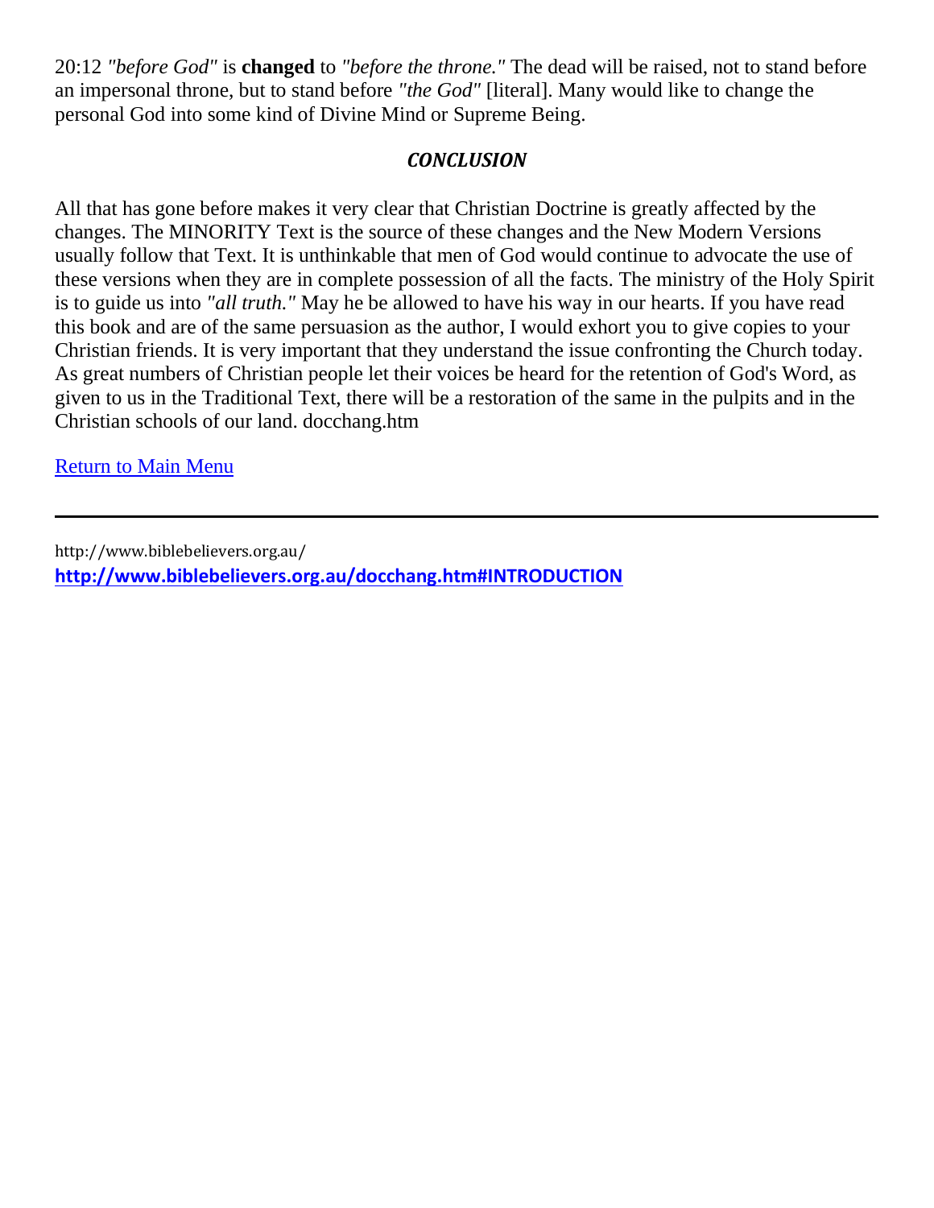20:12 *"before God"* is **changed** to *"before the throne."* The dead will be raised, not to stand before an impersonal throne, but to stand before *"the God"* [literal]. Many would like to change the personal God into some kind of Divine Mind or Supreme Being.

### *CONCLUSION*

All that has gone before makes it very clear that Christian Doctrine is greatly affected by the changes. The MINORITY Text is the source of these changes and the New Modern Versions usually follow that Text. It is unthinkable that men of God would continue to advocate the use of these versions when they are in complete possession of all the facts. The ministry of the Holy Spirit is to guide us into *"all truth."* May he be allowed to have his way in our hearts. If you have read this book and are of the same persuasion as the author, I would exhort you to give copies to your Christian friends. It is very important that they understand the issue confronting the Church today. As great numbers of Christian people let their voices be heard for the retention of God's Word, as given to us in the Traditional Text, there will be a restoration of the same in the pulpits and in the Christian schools of our land. docchang.htm

[Return to Main Menu]

---

http://www.biblebelievers.org.au/
**http://www.biblebelievers.org.au/docchang.htm#INTRODUCTION**